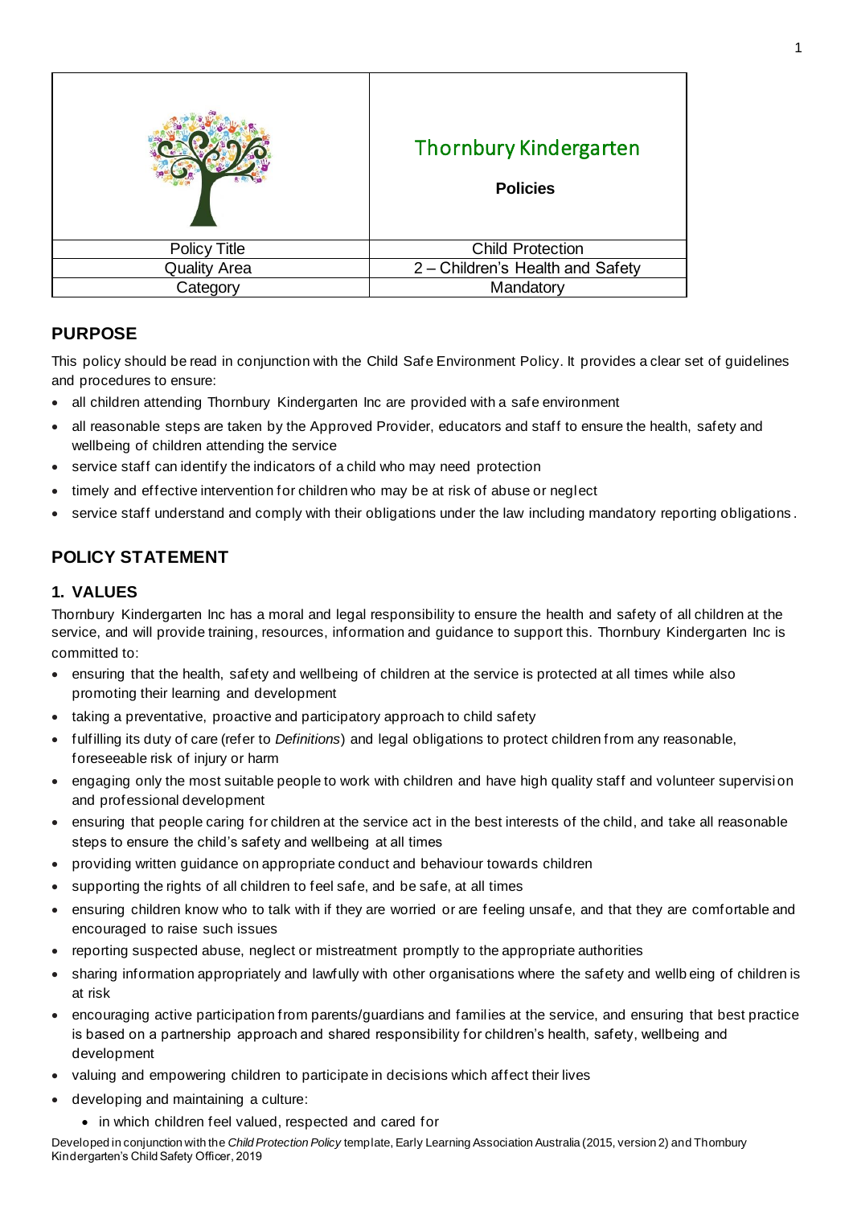| | Thornbury Kindergarten<br><br>**Policies** |
|---|---|
| Policy Title | Child Protection |
| Quality Area | 2 – Children's Health and Safety |
| Category | Mandatory |

## PURPOSE

This policy should be read in conjunction with the Child Safe Environment Policy. It provides a clear set of guidelines and procedures to ensure:

- all children attending Thornbury Kindergarten Inc are provided with a safe environment
- all reasonable steps are taken by the Approved Provider, educators and staff to ensure the health, safety and wellbeing of children attending the service
- service staff can identify the indicators of a child who may need protection
- timely and effective intervention for children who may be at risk of abuse or neglect
- service staff understand and comply with their obligations under the law including mandatory reporting obligations.

## POLICY STATEMENT

### 1. VALUES

Thornbury Kindergarten Inc has a moral and legal responsibility to ensure the health and safety of all children at the service, and will provide training, resources, information and guidance to support this. Thornbury Kindergarten Inc is committed to:

- ensuring that the health, safety and wellbeing of children at the service is protected at all times while also promoting their learning and development
- taking a preventative, proactive and participatory approach to child safety
- fulfilling its duty of care (refer to *Definitions*) and legal obligations to protect children from any reasonable, foreseeable risk of injury or harm
- engaging only the most suitable people to work with children and have high quality staff and volunteer supervision and professional development
- ensuring that people caring for children at the service act in the best interests of the child, and take all reasonable steps to ensure the child's safety and wellbeing at all times
- providing written guidance on appropriate conduct and behaviour towards children
- supporting the rights of all children to feel safe, and be safe, at all times
- ensuring children know who to talk with if they are worried or are feeling unsafe, and that they are comfortable and encouraged to raise such issues
- reporting suspected abuse, neglect or mistreatment promptly to the appropriate authorities
- sharing information appropriately and lawfully with other organisations where the safety and wellbeing of children is at risk
- encouraging active participation from parents/guardians and families at the service, and ensuring that best practice is based on a partnership approach and shared responsibility for children's health, safety, wellbeing and development
- valuing and empowering children to participate in decisions which affect their lives
- developing and maintaining a culture:
  - in which children feel valued, respected and cared for

Developed in conjunction with the *Child Protection Policy* template, Early Learning Association Australia (2015, version 2) and Thornbury Kindergarten's Child Safety Officer, 2019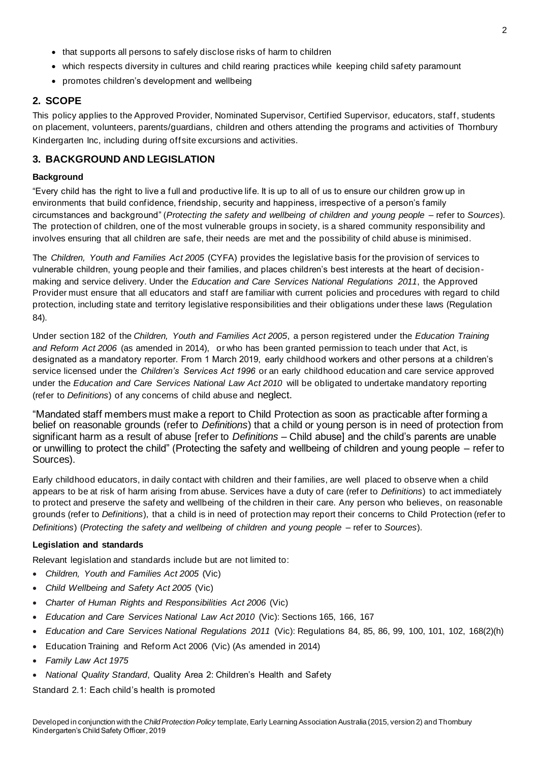- that supports all persons to safely disclose risks of harm to children
- which respects diversity in cultures and child rearing practices while keeping child safety paramount
- promotes children's development and wellbeing

## 2. SCOPE

This policy applies to the Approved Provider, Nominated Supervisor, Certified Supervisor, educators, staff, students on placement, volunteers, parents/guardians, children and others attending the programs and activities of Thornbury Kindergarten Inc, including during offsite excursions and activities.

## 3. BACKGROUND AND LEGISLATION

### Background

"Every child has the right to live a full and productive life. It is up to all of us to ensure our children grow up in environments that build confidence, friendship, security and happiness, irrespective of a person's family circumstances and background" (*Protecting the safety and wellbeing of children and young people* – refer to *Sources*). The protection of children, one of the most vulnerable groups in society, is a shared community responsibility and involves ensuring that all children are safe, their needs are met and the possibility of child abuse is minimised.

The *Children, Youth and Families Act 2005* (CYFA) provides the legislative basis for the provision of services to vulnerable children, young people and their families, and places children's best interests at the heart of decision-making and service delivery. Under the *Education and Care Services National Regulations 2011*, the Approved Provider must ensure that all educators and staff are familiar with current policies and procedures with regard to child protection, including state and territory legislative responsibilities and their obligations under these laws (Regulation 84).

Under section 182 of the *Children, Youth and Families Act 2005*, a person registered under the *Education Training and Reform Act 2006* (as amended in 2014), or who has been granted permission to teach under that Act, is designated as a mandatory reporter. From 1 March 2019, early childhood workers and other persons at a children's service licensed under the *Children's Services Act 1996* or an early childhood education and care service approved under the *Education and Care Services National Law Act 2010* will be obligated to undertake mandatory reporting (refer to *Definitions*) of any concerns of child abuse and neglect.

"Mandated staff members must make a report to Child Protection as soon as practicable after forming a belief on reasonable grounds (refer to *Definitions*) that a child or young person is in need of protection from significant harm as a result of abuse [refer to *Definitions* – Child abuse] and the child's parents are unable or unwilling to protect the child" (Protecting the safety and wellbeing of children and young people – refer to Sources).

Early childhood educators, in daily contact with children and their families, are well placed to observe when a child appears to be at risk of harm arising from abuse. Services have a duty of care (refer to *Definitions*) to act immediately to protect and preserve the safety and wellbeing of the children in their care. Any person who believes, on reasonable grounds (refer to *Definitions*), that a child is in need of protection may report their concerns to Child Protection (refer to *Definitions*) (*Protecting the safety and wellbeing of children and young people* – refer to *Sources*).

### Legislation and standards

Relevant legislation and standards include but are not limited to:

- *Children, Youth and Families Act 2005* (Vic)
- *Child Wellbeing and Safety Act 2005* (Vic)
- *Charter of Human Rights and Responsibilities Act 2006* (Vic)
- *Education and Care Services National Law Act 2010* (Vic): Sections 165, 166, 167
- *Education and Care Services National Regulations 2011* (Vic): Regulations 84, 85, 86, 99, 100, 101, 102, 168(2)(h)
- Education Training and Reform Act 2006 (Vic) (As amended in 2014)
- *Family Law Act 1975*
- *National Quality Standard*, Quality Area 2: Children's Health and Safety

Standard 2.1: Each child's health is promoted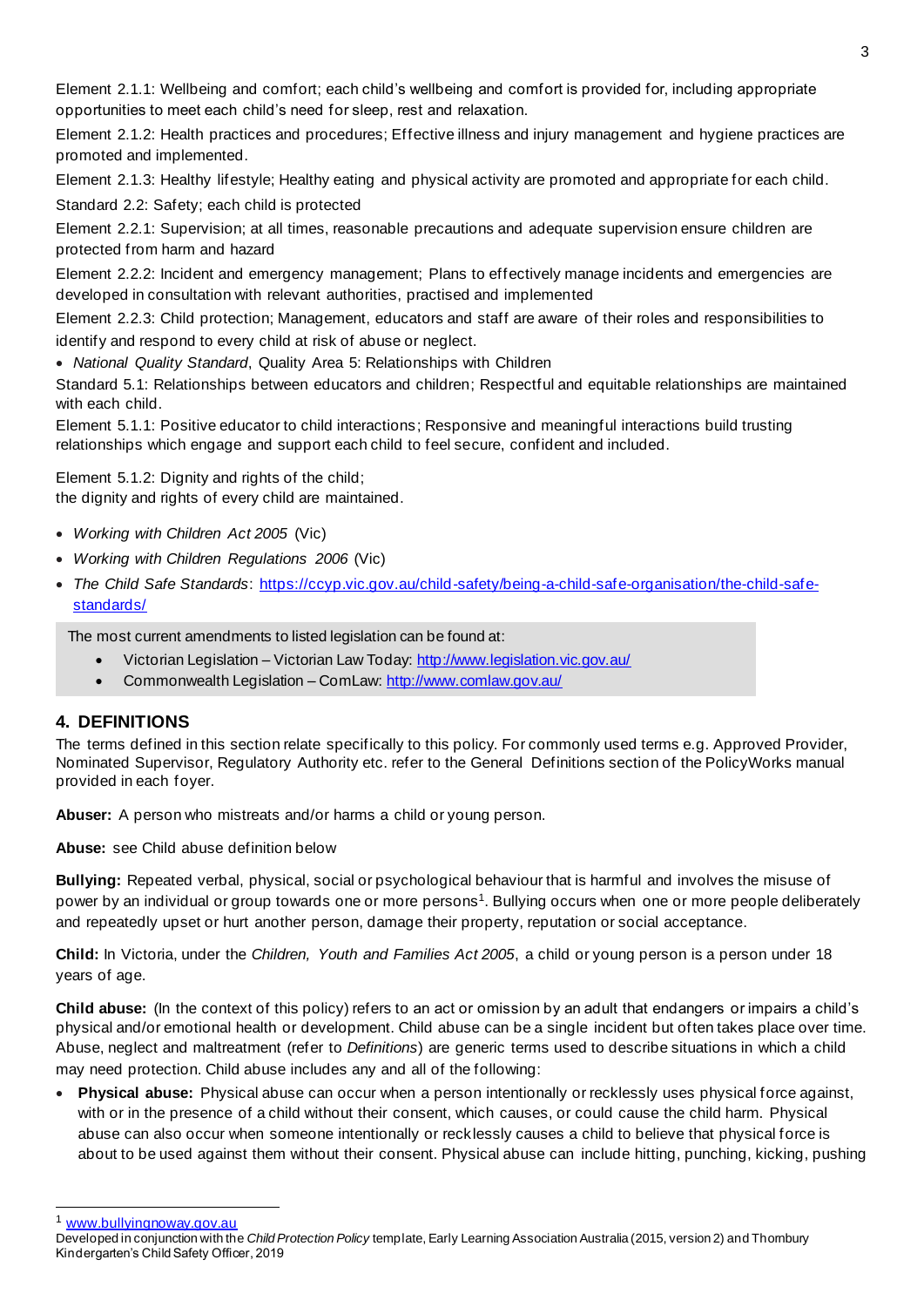Element 2.1.1: Wellbeing and comfort; each child's wellbeing and comfort is provided for, including appropriate opportunities to meet each child's need for sleep, rest and relaxation.

Element 2.1.2: Health practices and procedures; Effective illness and injury management and hygiene practices are promoted and implemented.

Element 2.1.3: Healthy lifestyle; Healthy eating and physical activity are promoted and appropriate for each child.

Standard 2.2: Safety; each child is protected

Element 2.2.1: Supervision; at all times, reasonable precautions and adequate supervision ensure children are protected from harm and hazard

Element 2.2.2: Incident and emergency management; Plans to effectively manage incidents and emergencies are developed in consultation with relevant authorities, practised and implemented

Element 2.2.3: Child protection; Management, educators and staff are aware of their roles and responsibilities to identify and respond to every child at risk of abuse or neglect.

- *National Quality Standard*, Quality Area 5: Relationships with Children

Standard 5.1: Relationships between educators and children; Respectful and equitable relationships are maintained with each child.

Element 5.1.1: Positive educator to child interactions; Responsive and meaningful interactions build trusting relationships which engage and support each child to feel secure, confident and included.

Element 5.1.2: Dignity and rights of the child;
the dignity and rights of every child are maintained.

- *Working with Children Act 2005* (Vic)
- *Working with Children Regulations 2006* (Vic)
- *The Child Safe Standards*: https://ccyp.vic.gov.au/child-safety/being-a-child-safe-organisation/the-child-safe-standards/

The most current amendments to listed legislation can be found at:

- Victorian Legislation – Victorian Law Today: http://www.legislation.vic.gov.au/
- Commonwealth Legislation – ComLaw: http://www.comlaw.gov.au/

## 4. DEFINITIONS

The terms defined in this section relate specifically to this policy. For commonly used terms e.g. Approved Provider, Nominated Supervisor, Regulatory Authority etc. refer to the General Definitions section of the PolicyWorks manual provided in each foyer.

**Abuser:** A person who mistreats and/or harms a child or young person.

**Abuse:** see Child abuse definition below

**Bullying:** Repeated verbal, physical, social or psychological behaviour that is harmful and involves the misuse of power by an individual or group towards one or more persons[1]. Bullying occurs when one or more people deliberately and repeatedly upset or hurt another person, damage their property, reputation or social acceptance.

**Child:** In Victoria, under the *Children, Youth and Families Act 2005*, a child or young person is a person under 18 years of age.

**Child abuse:** (In the context of this policy) refers to an act or omission by an adult that endangers or impairs a child's physical and/or emotional health or development. Child abuse can be a single incident but often takes place over time. Abuse, neglect and maltreatment (refer to *Definitions*) are generic terms used to describe situations in which a child may need protection. Child abuse includes any and all of the following:

- **Physical abuse:** Physical abuse can occur when a person intentionally or recklessly uses physical force against, with or in the presence of a child without their consent, which causes, or could cause the child harm. Physical abuse can also occur when someone intentionally or recklessly causes a child to believe that physical force is about to be used against them without their consent. Physical abuse can include hitting, punching, kicking, pushing

[1] www.bullyingnoway.gov.au

Developed in conjunction with the *Child Protection Policy* template, Early Learning Association Australia (2015, version 2) and Thornbury Kindergarten's Child Safety Officer, 2019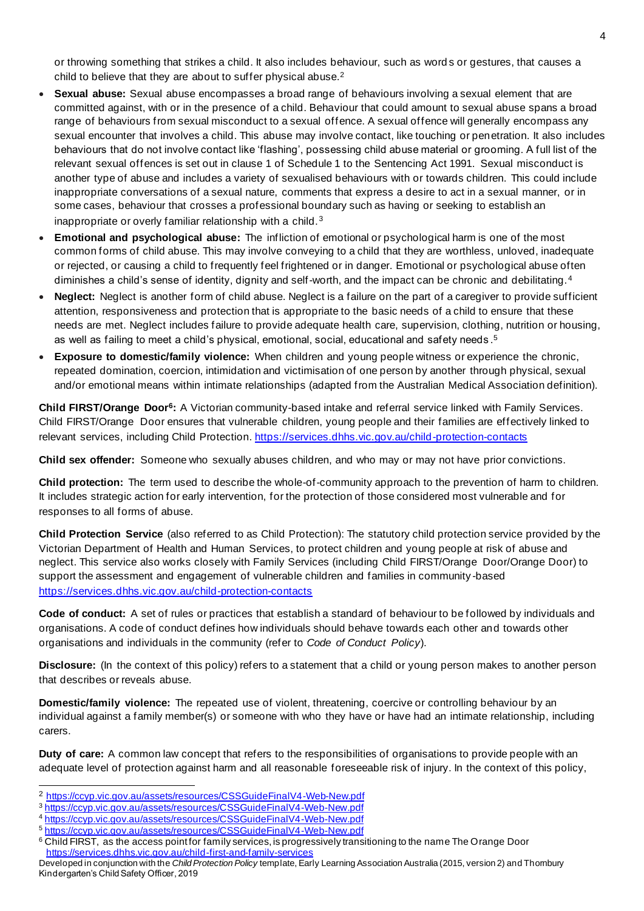or throwing something that strikes a child. It also includes behaviour, such as words or gestures, that causes a child to believe that they are about to suffer physical abuse.[2]

- **Sexual abuse:** Sexual abuse encompasses a broad range of behaviours involving a sexual element that are committed against, with or in the presence of a child. Behaviour that could amount to sexual abuse spans a broad range of behaviours from sexual misconduct to a sexual offence. A sexual offence will generally encompass any sexual encounter that involves a child. This abuse may involve contact, like touching or penetration. It also includes behaviours that do not involve contact like 'flashing', possessing child abuse material or grooming. A full list of the relevant sexual offences is set out in clause 1 of Schedule 1 to the Sentencing Act 1991. Sexual misconduct is another type of abuse and includes a variety of sexualised behaviours with or towards children. This could include inappropriate conversations of a sexual nature, comments that express a desire to act in a sexual manner, or in some cases, behaviour that crosses a professional boundary such as having or seeking to establish an inappropriate or overly familiar relationship with a child.[3]
- **Emotional and psychological abuse:** The infliction of emotional or psychological harm is one of the most common forms of child abuse. This may involve conveying to a child that they are worthless, unloved, inadequate or rejected, or causing a child to frequently feel frightened or in danger. Emotional or psychological abuse often diminishes a child's sense of identity, dignity and self-worth, and the impact can be chronic and debilitating.[4]
- **Neglect:** Neglect is another form of child abuse. Neglect is a failure on the part of a caregiver to provide sufficient attention, responsiveness and protection that is appropriate to the basic needs of a child to ensure that these needs are met. Neglect includes failure to provide adequate health care, supervision, clothing, nutrition or housing, as well as failing to meet a child's physical, emotional, social, educational and safety needs.[5]
- **Exposure to domestic/family violence:** When children and young people witness or experience the chronic, repeated domination, coercion, intimidation and victimisation of one person by another through physical, sexual and/or emotional means within intimate relationships (adapted from the Australian Medical Association definition).

**Child FIRST/Orange Door[6]:** A Victorian community-based intake and referral service linked with Family Services. Child FIRST/Orange Door ensures that vulnerable children, young people and their families are effectively linked to relevant services, including Child Protection. https://services.dhhs.vic.gov.au/child-protection-contacts

**Child sex offender:** Someone who sexually abuses children, and who may or may not have prior convictions.

**Child protection:** The term used to describe the whole-of-community approach to the prevention of harm to children. It includes strategic action for early intervention, for the protection of those considered most vulnerable and for responses to all forms of abuse.

**Child Protection Service** (also referred to as Child Protection): The statutory child protection service provided by the Victorian Department of Health and Human Services, to protect children and young people at risk of abuse and neglect. This service also works closely with Family Services (including Child FIRST/Orange Door/Orange Door) to support the assessment and engagement of vulnerable children and families in community-based https://services.dhhs.vic.gov.au/child-protection-contacts

**Code of conduct:** A set of rules or practices that establish a standard of behaviour to be followed by individuals and organisations. A code of conduct defines how individuals should behave towards each other and towards other organisations and individuals in the community (refer to *Code of Conduct Policy*).

**Disclosure:** (In the context of this policy) refers to a statement that a child or young person makes to another person that describes or reveals abuse.

**Domestic/family violence:** The repeated use of violent, threatening, coercive or controlling behaviour by an individual against a family member(s) or someone with who they have or have had an intimate relationship, including carers.

**Duty of care:** A common law concept that refers to the responsibilities of organisations to provide people with an adequate level of protection against harm and all reasonable foreseeable risk of injury. In the context of this policy,

---

[2] https://ccyp.vic.gov.au/assets/resources/CSSGuideFinalV4-Web-New.pdf
[3] https://ccyp.vic.gov.au/assets/resources/CSSGuideFinalV4-Web-New.pdf
[4] https://ccyp.vic.gov.au/assets/resources/CSSGuideFinalV4-Web-New.pdf
[5] https://ccyp.vic.gov.au/assets/resources/CSSGuideFinalV4-Web-New.pdf
[6] Child FIRST, as the access point for family services, is progressively transitioning to the name The Orange Door https://services.dhhs.vic.gov.au/child-first-and-family-services

Developed in conjunction with the *Child Protection Policy* template, Early Learning Association Australia (2015, version 2) and Thornbury Kindergarten's Child Safety Officer, 2019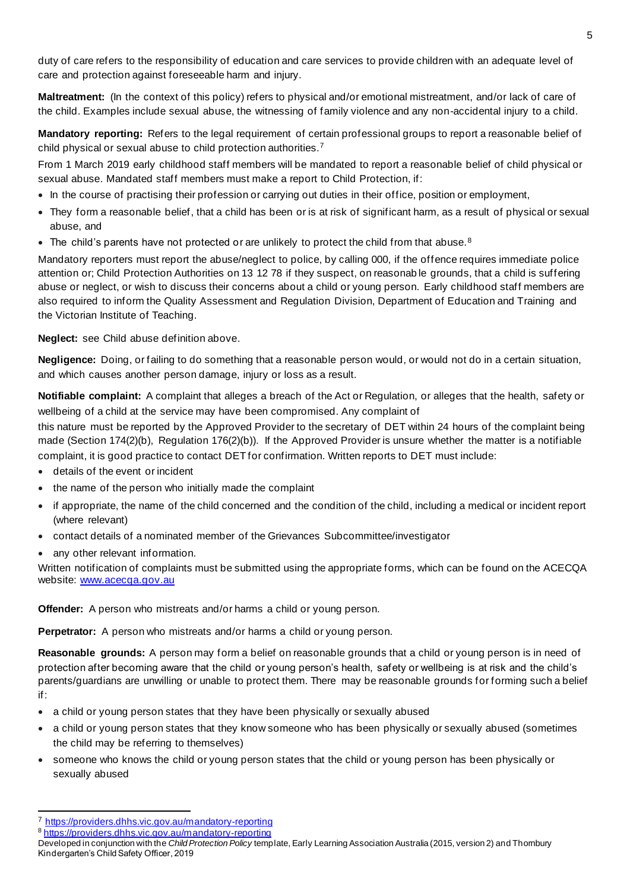duty of care refers to the responsibility of education and care services to provide children with an adequate level of care and protection against foreseeable harm and injury.

**Maltreatment:** (In the context of this policy) refers to physical and/or emotional mistreatment, and/or lack of care of the child. Examples include sexual abuse, the witnessing of family violence and any non-accidental injury to a child.

**Mandatory reporting:** Refers to the legal requirement of certain professional groups to report a reasonable belief of child physical or sexual abuse to child protection authorities.[7]

From 1 March 2019 early childhood staff members will be mandated to report a reasonable belief of child physical or sexual abuse. Mandated staff members must make a report to Child Protection, if:

- In the course of practising their profession or carrying out duties in their office, position or employment,
- They form a reasonable belief, that a child has been or is at risk of significant harm, as a result of physical or sexual abuse, and
- The child's parents have not protected or are unlikely to protect the child from that abuse.[8]

Mandatory reporters must report the abuse/neglect to police, by calling 000, if the offence requires immediate police attention or; Child Protection Authorities on 13 12 78 if they suspect, on reasonable grounds, that a child is suffering abuse or neglect, or wish to discuss their concerns about a child or young person. Early childhood staff members are also required to inform the Quality Assessment and Regulation Division, Department of Education and Training and the Victorian Institute of Teaching.

**Neglect:** see Child abuse definition above.

**Negligence:** Doing, or failing to do something that a reasonable person would, or would not do in a certain situation, and which causes another person damage, injury or loss as a result.

**Notifiable complaint:** A complaint that alleges a breach of the Act or Regulation, or alleges that the health, safety or wellbeing of a child at the service may have been compromised. Any complaint of this nature must be reported by the Approved Provider to the secretary of DET within 24 hours of the complaint being made (Section 174(2)(b), Regulation 176(2)(b)). If the Approved Provider is unsure whether the matter is a notifiable complaint, it is good practice to contact DET for confirmation. Written reports to DET must include:

- details of the event or incident
- the name of the person who initially made the complaint
- if appropriate, the name of the child concerned and the condition of the child, including a medical or incident report (where relevant)
- contact details of a nominated member of the Grievances Subcommittee/investigator
- any other relevant information.

Written notification of complaints must be submitted using the appropriate forms, which can be found on the ACECQA website: [www.acecqa.gov.au](http://www.acecqa.gov.au)

**Offender:** A person who mistreats and/or harms a child or young person.

**Perpetrator:** A person who mistreats and/or harms a child or young person.

**Reasonable grounds:** A person may form a belief on reasonable grounds that a child or young person is in need of protection after becoming aware that the child or young person's health, safety or wellbeing is at risk and the child's parents/guardians are unwilling or unable to protect them. There may be reasonable grounds for forming such a belief if:

- a child or young person states that they have been physically or sexually abused
- a child or young person states that they know someone who has been physically or sexually abused (sometimes the child may be referring to themselves)
- someone who knows the child or young person states that the child or young person has been physically or sexually abused

---

[7] https://providers.dhhs.vic.gov.au/mandatory-reporting

[8] https://providers.dhhs.vic.gov.au/mandatory-reporting

Developed in conjunction with the *Child Protection Policy* template, Early Learning Association Australia (2015, version 2) and Thornbury Kindergarten's Child Safety Officer, 2019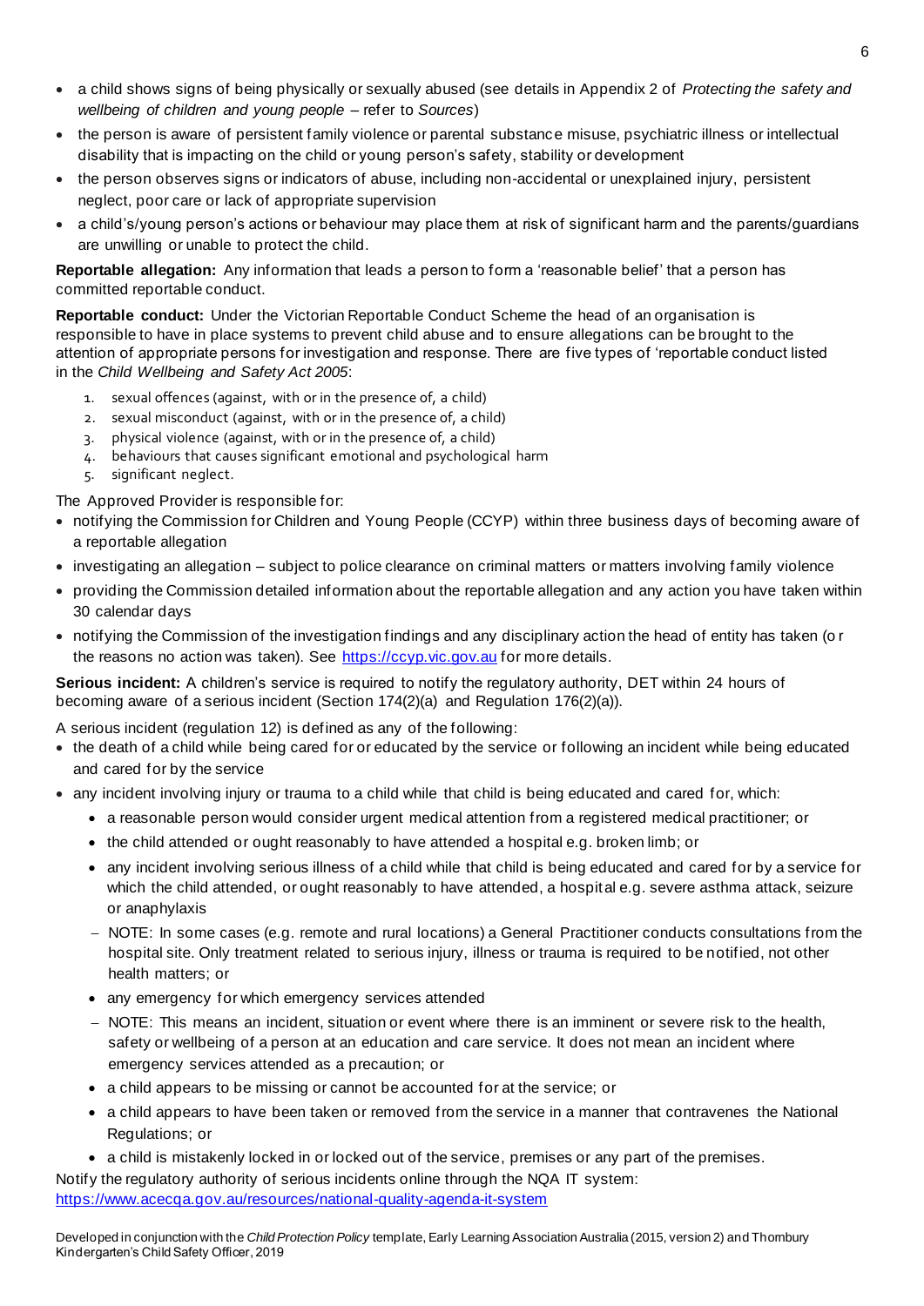- a child shows signs of being physically or sexually abused (see details in Appendix 2 of *Protecting the safety and wellbeing of children and young people* – refer to *Sources*)
- the person is aware of persistent family violence or parental substance misuse, psychiatric illness or intellectual disability that is impacting on the child or young person's safety, stability or development
- the person observes signs or indicators of abuse, including non-accidental or unexplained injury, persistent neglect, poor care or lack of appropriate supervision
- a child's/young person's actions or behaviour may place them at risk of significant harm and the parents/guardians are unwilling or unable to protect the child.

**Reportable allegation:** Any information that leads a person to form a 'reasonable belief' that a person has committed reportable conduct.

**Reportable conduct:** Under the Victorian Reportable Conduct Scheme the head of an organisation is responsible to have in place systems to prevent child abuse and to ensure allegations can be brought to the attention of appropriate persons for investigation and response. There are five types of 'reportable conduct listed in the *Child Wellbeing and Safety Act 2005*:

1. sexual offences (against, with or in the presence of, a child)
2. sexual misconduct (against, with or in the presence of, a child)
3. physical violence (against, with or in the presence of, a child)
4. behaviours that causes significant emotional and psychological harm
5. significant neglect.

The Approved Provider is responsible for:

- notifying the Commission for Children and Young People (CCYP) within three business days of becoming aware of a reportable allegation
- investigating an allegation – subject to police clearance on criminal matters or matters involving family violence
- providing the Commission detailed information about the reportable allegation and any action you have taken within 30 calendar days
- notifying the Commission of the investigation findings and any disciplinary action the head of entity has taken (or the reasons no action was taken). See https://ccyp.vic.gov.au for more details.

**Serious incident:** A children's service is required to notify the regulatory authority, DET within 24 hours of becoming aware of a serious incident (Section 174(2)(a) and Regulation 176(2)(a)).

A serious incident (regulation 12) is defined as any of the following:

- the death of a child while being cared for or educated by the service or following an incident while being educated and cared for by the service
- any incident involving injury or trauma to a child while that child is being educated and cared for, which:
  - a reasonable person would consider urgent medical attention from a registered medical practitioner; or
  - the child attended or ought reasonably to have attended a hospital e.g. broken limb; or
  - any incident involving serious illness of a child while that child is being educated and cared for by a service for which the child attended, or ought reasonably to have attended, a hospital e.g. severe asthma attack, seizure or anaphylaxis
  - NOTE: In some cases (e.g. remote and rural locations) a General Practitioner conducts consultations from the hospital site. Only treatment related to serious injury, illness or trauma is required to be notified, not other health matters; or
  - any emergency for which emergency services attended
  - NOTE: This means an incident, situation or event where there is an imminent or severe risk to the health, safety or wellbeing of a person at an education and care service. It does not mean an incident where emergency services attended as a precaution; or
  - a child appears to be missing or cannot be accounted for at the service; or
  - a child appears to have been taken or removed from the service in a manner that contravenes the National Regulations; or
  - a child is mistakenly locked in or locked out of the service, premises or any part of the premises.

Notify the regulatory authority of serious incidents online through the NQA IT system:
https://www.acecqa.gov.au/resources/national-quality-agenda-it-system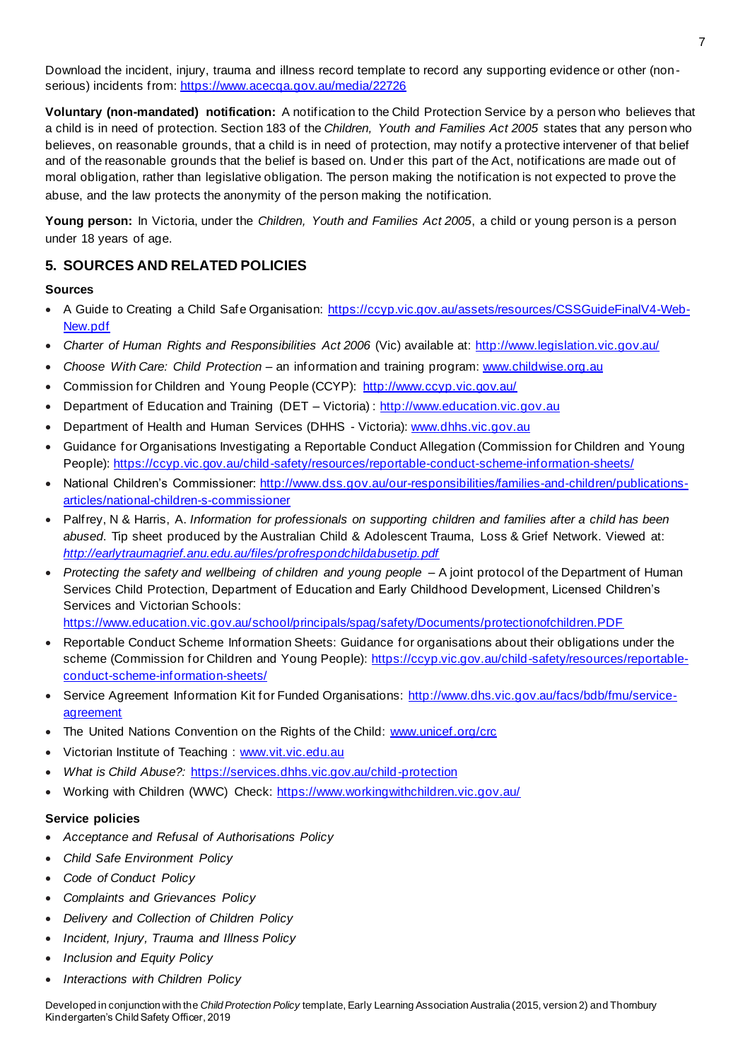Download the incident, injury, trauma and illness record template to record any supporting evidence or other (non-serious) incidents from: https://www.acecqa.gov.au/media/22726

**Voluntary (non-mandated) notification:** A notification to the Child Protection Service by a person who believes that a child is in need of protection. Section 183 of the *Children, Youth and Families Act 2005* states that any person who believes, on reasonable grounds, that a child is in need of protection, may notify a protective intervener of that belief and of the reasonable grounds that the belief is based on. Under this part of the Act, notifications are made out of moral obligation, rather than legislative obligation. The person making the notification is not expected to prove the abuse, and the law protects the anonymity of the person making the notification.

**Young person:** In Victoria, under the *Children, Youth and Families Act 2005*, a child or young person is a person under 18 years of age.

## 5. SOURCES AND RELATED POLICIES

### Sources

- A Guide to Creating a Child Safe Organisation: https://ccyp.vic.gov.au/assets/resources/CSSGuideFinalV4-Web-New.pdf
- *Charter of Human Rights and Responsibilities Act 2006* (Vic) available at: http://www.legislation.vic.gov.au/
- *Choose With Care: Child Protection* – an information and training program: www.childwise.org.au
- Commission for Children and Young People (CCYP): http://www.ccyp.vic.gov.au/
- Department of Education and Training (DET – Victoria) : http://www.education.vic.gov.au
- Department of Health and Human Services (DHHS - Victoria): www.dhhs.vic.gov.au
- Guidance for Organisations Investigating a Reportable Conduct Allegation (Commission for Children and Young People): https://ccyp.vic.gov.au/child-safety/resources/reportable-conduct-scheme-information-sheets/
- National Children's Commissioner: http://www.dss.gov.au/our-responsibilities/families-and-children/publications-articles/national-children-s-commissioner
- Palfrey, N & Harris, A. *Information for professionals on supporting children and families after a child has been abused.* Tip sheet produced by the Australian Child & Adolescent Trauma, Loss & Grief Network. Viewed at: *http://earlytraumagrief.anu.edu.au/files/profrespondchildabusetip.pdf*
- *Protecting the safety and wellbeing of children and young people* – A joint protocol of the Department of Human Services Child Protection, Department of Education and Early Childhood Development, Licensed Children's Services and Victorian Schools: https://www.education.vic.gov.au/school/principals/spag/safety/Documents/protectionofchildren.PDF
- Reportable Conduct Scheme Information Sheets: Guidance for organisations about their obligations under the scheme (Commission for Children and Young People): https://ccyp.vic.gov.au/child-safety/resources/reportable-conduct-scheme-information-sheets/
- Service Agreement Information Kit for Funded Organisations: http://www.dhs.vic.gov.au/facs/bdb/fmu/service-agreement
- The United Nations Convention on the Rights of the Child: www.unicef.org/crc
- Victorian Institute of Teaching : www.vit.vic.edu.au
- *What is Child Abuse?:* https://services.dhhs.vic.gov.au/child-protection
- Working with Children (WWC) Check: https://www.workingwithchildren.vic.gov.au/

### Service policies

- *Acceptance and Refusal of Authorisations Policy*
- *Child Safe Environment Policy*
- *Code of Conduct Policy*
- *Complaints and Grievances Policy*
- *Delivery and Collection of Children Policy*
- *Incident, Injury, Trauma and Illness Policy*
- *Inclusion and Equity Policy*
- *Interactions with Children Policy*

Developed in conjunction with the *Child Protection Policy* template, Early Learning Association Australia (2015, version 2) and Thornbury Kindergarten's Child Safety Officer, 2019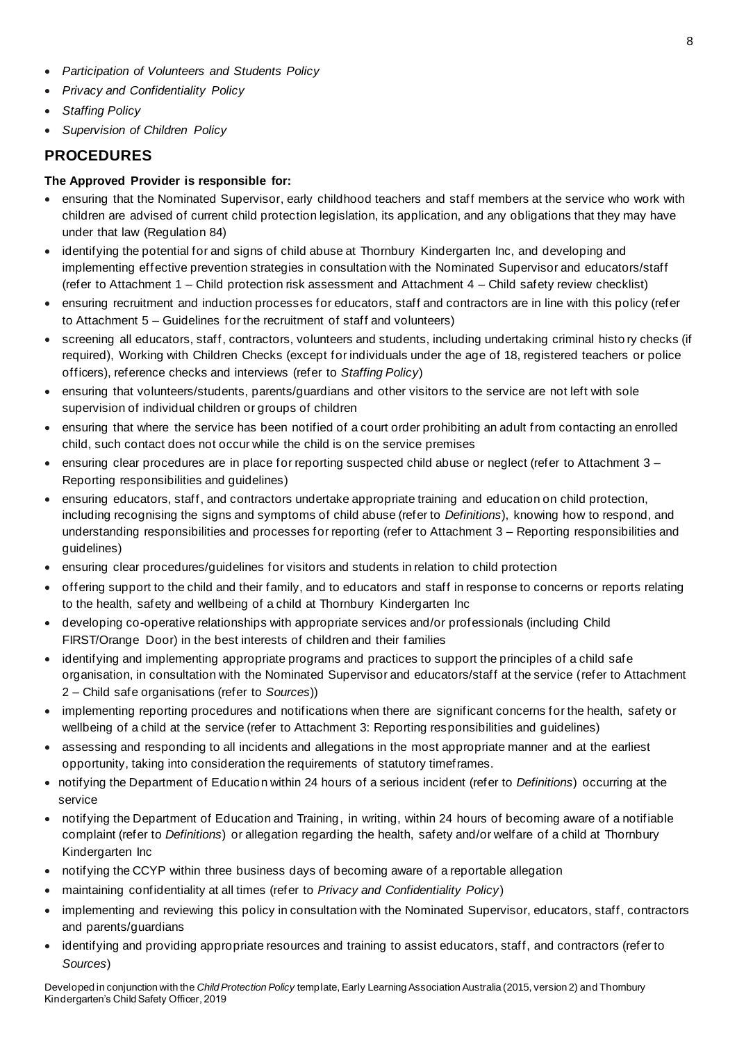- *Participation of Volunteers and Students Policy*
- *Privacy and Confidentiality Policy*
- *Staffing Policy*
- *Supervision of Children Policy*

## PROCEDURES

**The Approved Provider is responsible for:**

- ensuring that the Nominated Supervisor, early childhood teachers and staff members at the service who work with children are advised of current child protection legislation, its application, and any obligations that they may have under that law (Regulation 84)
- identifying the potential for and signs of child abuse at Thornbury Kindergarten Inc, and developing and implementing effective prevention strategies in consultation with the Nominated Supervisor and educators/staff (refer to Attachment 1 – Child protection risk assessment and Attachment 4 – Child safety review checklist)
- ensuring recruitment and induction processes for educators, staff and contractors are in line with this policy (refer to Attachment 5 – Guidelines for the recruitment of staff and volunteers)
- screening all educators, staff, contractors, volunteers and students, including undertaking criminal history checks (if required), Working with Children Checks (except for individuals under the age of 18, registered teachers or police officers), reference checks and interviews (refer to *Staffing Policy*)
- ensuring that volunteers/students, parents/guardians and other visitors to the service are not left with sole supervision of individual children or groups of children
- ensuring that where the service has been notified of a court order prohibiting an adult from contacting an enrolled child, such contact does not occur while the child is on the service premises
- ensuring clear procedures are in place for reporting suspected child abuse or neglect (refer to Attachment 3 – Reporting responsibilities and guidelines)
- ensuring educators, staff, and contractors undertake appropriate training and education on child protection, including recognising the signs and symptoms of child abuse (refer to *Definitions*), knowing how to respond, and understanding responsibilities and processes for reporting (refer to Attachment 3 – Reporting responsibilities and guidelines)
- ensuring clear procedures/guidelines for visitors and students in relation to child protection
- offering support to the child and their family, and to educators and staff in response to concerns or reports relating to the health, safety and wellbeing of a child at Thornbury Kindergarten Inc
- developing co-operative relationships with appropriate services and/or professionals (including Child FIRST/Orange Door) in the best interests of children and their families
- identifying and implementing appropriate programs and practices to support the principles of a child safe organisation, in consultation with the Nominated Supervisor and educators/staff at the service (refer to Attachment 2 – Child safe organisations (refer to *Sources*))
- implementing reporting procedures and notifications when there are significant concerns for the health, safety or wellbeing of a child at the service (refer to Attachment 3: Reporting responsibilities and guidelines)
- assessing and responding to all incidents and allegations in the most appropriate manner and at the earliest opportunity, taking into consideration the requirements of statutory timeframes.
- notifying the Department of Education within 24 hours of a serious incident (refer to *Definitions*) occurring at the service
- notifying the Department of Education and Training, in writing, within 24 hours of becoming aware of a notifiable complaint (refer to *Definitions*) or allegation regarding the health, safety and/or welfare of a child at Thornbury Kindergarten Inc
- notifying the CCYP within three business days of becoming aware of a reportable allegation
- maintaining confidentiality at all times (refer to *Privacy and Confidentiality Policy*)
- implementing and reviewing this policy in consultation with the Nominated Supervisor, educators, staff, contractors and parents/guardians
- identifying and providing appropriate resources and training to assist educators, staff, and contractors (refer to *Sources*)

Developed in conjunction with the *Child Protection Policy* template, Early Learning Association Australia (2015, version 2) and Thornbury Kindergarten's Child Safety Officer, 2019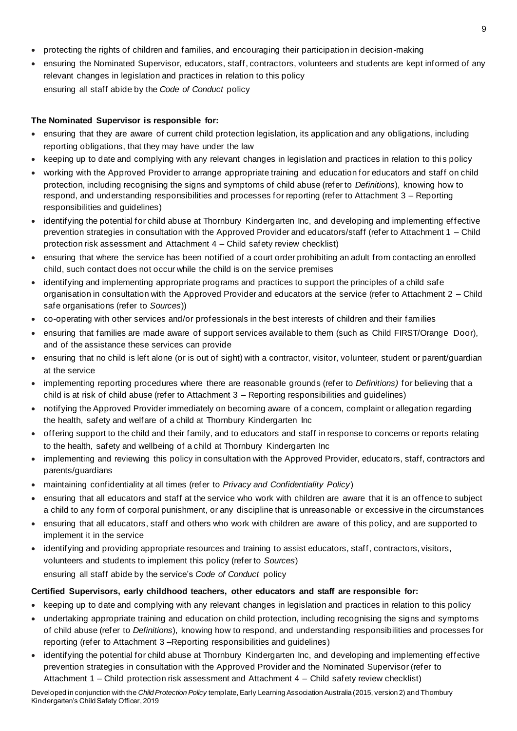- protecting the rights of children and families, and encouraging their participation in decision-making
- ensuring the Nominated Supervisor, educators, staff, contractors, volunteers and students are kept informed of any relevant changes in legislation and practices in relation to this policy

  ensuring all staff abide by the *Code of Conduct* policy

**The Nominated Supervisor is responsible for:**

- ensuring that they are aware of current child protection legislation, its application and any obligations, including reporting obligations, that they may have under the law
- keeping up to date and complying with any relevant changes in legislation and practices in relation to this policy
- working with the Approved Provider to arrange appropriate training and education for educators and staff on child protection, including recognising the signs and symptoms of child abuse (refer to *Definitions*), knowing how to respond, and understanding responsibilities and processes for reporting (refer to Attachment 3 – Reporting responsibilities and guidelines)
- identifying the potential for child abuse at Thornbury Kindergarten Inc, and developing and implementing effective prevention strategies in consultation with the Approved Provider and educators/staff (refer to Attachment 1 – Child protection risk assessment and Attachment 4 – Child safety review checklist)
- ensuring that where the service has been notified of a court order prohibiting an adult from contacting an enrolled child, such contact does not occur while the child is on the service premises
- identifying and implementing appropriate programs and practices to support the principles of a child safe organisation in consultation with the Approved Provider and educators at the service (refer to Attachment 2 – Child safe organisations (refer to *Sources*))
- co-operating with other services and/or professionals in the best interests of children and their families
- ensuring that families are made aware of support services available to them (such as Child FIRST/Orange Door), and of the assistance these services can provide
- ensuring that no child is left alone (or is out of sight) with a contractor, visitor, volunteer, student or parent/guardian at the service
- implementing reporting procedures where there are reasonable grounds (refer to *Definitions)* for believing that a child is at risk of child abuse (refer to Attachment 3 – Reporting responsibilities and guidelines)
- notifying the Approved Provider immediately on becoming aware of a concern, complaint or allegation regarding the health, safety and welfare of a child at Thornbury Kindergarten Inc
- offering support to the child and their family, and to educators and staff in response to concerns or reports relating to the health, safety and wellbeing of a child at Thornbury Kindergarten Inc
- implementing and reviewing this policy in consultation with the Approved Provider, educators, staff, contractors and parents/guardians
- maintaining confidentiality at all times (refer to *Privacy and Confidentiality Policy*)
- ensuring that all educators and staff at the service who work with children are aware that it is an offence to subject a child to any form of corporal punishment, or any discipline that is unreasonable or excessive in the circumstances
- ensuring that all educators, staff and others who work with children are aware of this policy, and are supported to implement it in the service
- identifying and providing appropriate resources and training to assist educators, staff, contractors, visitors, volunteers and students to implement this policy (refer to *Sources*)

  ensuring all staff abide by the service's *Code of Conduct* policy

**Certified Supervisors, early childhood teachers, other educators and staff are responsible for:**

- keeping up to date and complying with any relevant changes in legislation and practices in relation to this policy
- undertaking appropriate training and education on child protection, including recognising the signs and symptoms of child abuse (refer to *Definitions*), knowing how to respond, and understanding responsibilities and processes for reporting (refer to Attachment 3 –Reporting responsibilities and guidelines)
- identifying the potential for child abuse at Thornbury Kindergarten Inc, and developing and implementing effective prevention strategies in consultation with the Approved Provider and the Nominated Supervisor (refer to Attachment 1 – Child protection risk assessment and Attachment 4 – Child safety review checklist)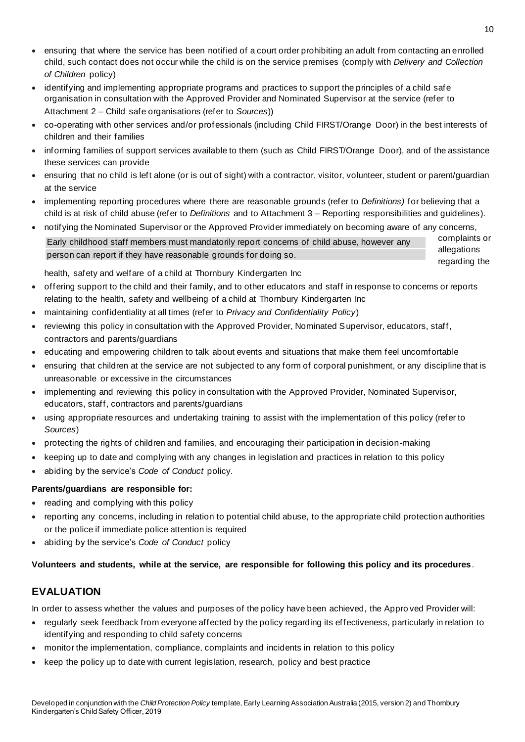- ensuring that where the service has been notified of a court order prohibiting an adult from contacting an enrolled child, such contact does not occur while the child is on the service premises (comply with *Delivery and Collection of Children* policy)
- identifying and implementing appropriate programs and practices to support the principles of a child safe organisation in consultation with the Approved Provider and Nominated Supervisor at the service (refer to Attachment 2 – Child safe organisations (refer to *Sources*))
- co-operating with other services and/or professionals (including Child FIRST/Orange Door) in the best interests of children and their families
- informing families of support services available to them (such as Child FIRST/Orange Door), and of the assistance these services can provide
- ensuring that no child is left alone (or is out of sight) with a contractor, visitor, volunteer, student or parent/guardian at the service
- implementing reporting procedures where there are reasonable grounds (refer to *Definitions)* for believing that a child is at risk of child abuse (refer to *Definitions* and to Attachment 3 – Reporting responsibilities and guidelines).
- notifying the Nominated Supervisor or the Approved Provider immediately on becoming aware of any concerns, complaints or allegations regarding the health, safety and welfare of a child at Thornbury Kindergarten Inc

Early childhood staff members must mandatorily report concerns of child abuse, however any person can report if they have reasonable grounds for doing so.

- offering support to the child and their family, and to other educators and staff in response to concerns or reports relating to the health, safety and wellbeing of a child at Thornbury Kindergarten Inc
- maintaining confidentiality at all times (refer to *Privacy and Confidentiality Policy*)
- reviewing this policy in consultation with the Approved Provider, Nominated Supervisor, educators, staff, contractors and parents/guardians
- educating and empowering children to talk about events and situations that make them feel uncomfortable
- ensuring that children at the service are not subjected to any form of corporal punishment, or any discipline that is unreasonable or excessive in the circumstances
- implementing and reviewing this policy in consultation with the Approved Provider, Nominated Supervisor, educators, staff, contractors and parents/guardians
- using appropriate resources and undertaking training to assist with the implementation of this policy (refer to *Sources*)
- protecting the rights of children and families, and encouraging their participation in decision-making
- keeping up to date and complying with any changes in legislation and practices in relation to this policy
- abiding by the service's *Code of Conduct* policy.

**Parents/guardians are responsible for:**

- reading and complying with this policy
- reporting any concerns, including in relation to potential child abuse, to the appropriate child protection authorities or the police if immediate police attention is required
- abiding by the service's *Code of Conduct* policy

**Volunteers and students, while at the service, are responsible for following this policy and its procedures**.

## EVALUATION

In order to assess whether the values and purposes of the policy have been achieved, the Approved Provider will:

- regularly seek feedback from everyone affected by the policy regarding its effectiveness, particularly in relation to identifying and responding to child safety concerns
- monitor the implementation, compliance, complaints and incidents in relation to this policy
- keep the policy up to date with current legislation, research, policy and best practice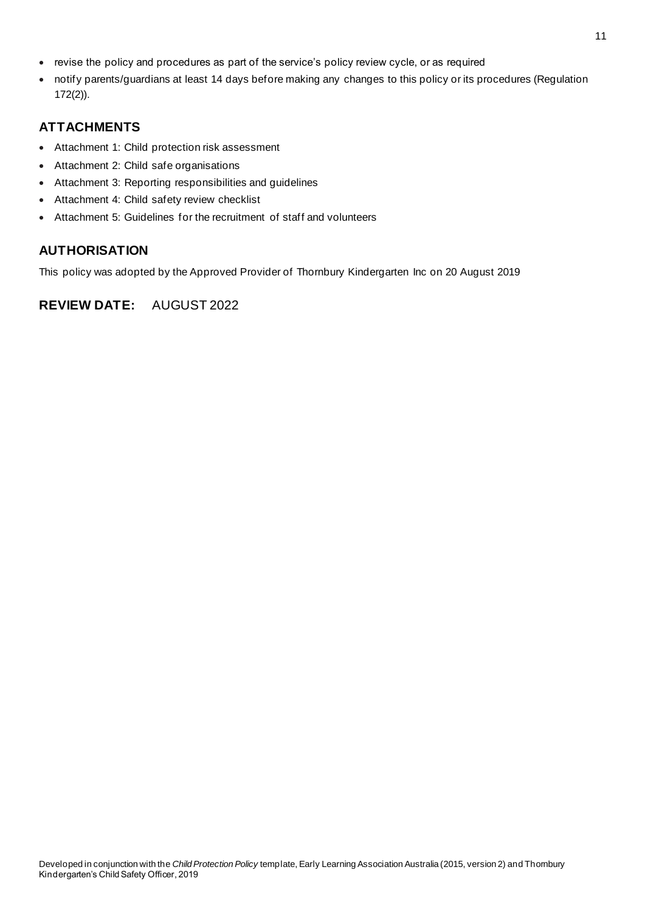- revise the policy and procedures as part of the service's policy review cycle, or as required
- notify parents/guardians at least 14 days before making any changes to this policy or its procedures (Regulation 172(2)).

## ATTACHMENTS

- Attachment 1: Child protection risk assessment
- Attachment 2: Child safe organisations
- Attachment 3: Reporting responsibilities and guidelines
- Attachment 4: Child safety review checklist
- Attachment 5: Guidelines for the recruitment of staff and volunteers

## AUTHORISATION

This policy was adopted by the Approved Provider of Thornbury Kindergarten Inc on 20 August 2019

## REVIEW DATE: AUGUST 2022

Developed in conjunction with the *Child Protection Policy* template, Early Learning Association Australia (2015, version 2) and Thornbury Kindergarten's Child Safety Officer, 2019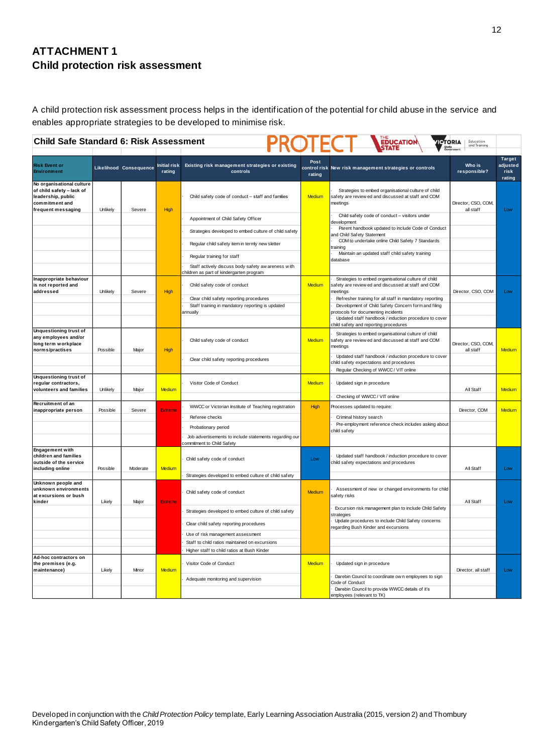## ATTACHMENT 1
## Child protection risk assessment

A child protection risk assessment process helps in the identification of the potential for child abuse in the service and enables appropriate strategies to be developed to minimise risk.

**Child Safe Standard 6: Risk Assessment** — PROTECT

| Risk Event or Environment | Likelihood | Consequence | Initial risk rating | Existing risk management strategies or existing controls | Post control risk rating | New risk management strategies or controls | Who is responsible? | Target adjusted risk rating |
|---|---|---|---|---|---|---|---|---|
| No organisational culture of child safety – lack of leadership, public commitment and frequent messaging | Unlikely | Severe | High | · Child safety code of conduct – staff and families<br>· Appointment of Child Safety Officer<br>· Strategies developed to embed culture of child safety<br>· Regular child safety item in termly newsletter<br>· Regular training for staff<br>· Staff actively discuss body safety awareness with children as part of kindergarten program | Medium | · Strategies to embed organisational culture of child safety are reviewed and discussed at staff and COM meetings<br>· Child safety code of conduct – visitors under development<br>· Parent handbook updated to include Code of Conduct and Child Safety Statement<br>· COM to undertake online Child Safety 7 Standards training<br>· Maintain an updated staff child safety training database | Director, CSO, COM, all staff | Low |
| Inappropriate behaviour is not reported and addressed | Unlikely | Severe | High | · Child safety code of conduct<br>· Clear child safety reporting procedures<br>· Staff training in mandatory reporting is updated annually | Medium | · Strategies to embed organisational culture of child safety are reviewed and discussed at staff and COM meetings<br>· Refresher training for all staff in mandatory reporting<br>· Development of Child Safety Concern form and filing protocols for documenting incidents<br>· Updated staff handbook / induction procedure to cover child safety and reporting procedures | Director, CSO, COM | Low |
| Unquestioning trust of any employees and/or long term workplace norms/practises | Possible | Major | High | · Child safety code of conduct<br>· Clear child safety reporting procedures | Medium | · Strategies to embed organisational culture of child safety are reviewed and discussed at staff and COM meetings<br>· Updated staff handbook / induction procedure to cover child safety expectations and procedures<br>· Regular Checking of WWCC / VIT online | Director, CSO, COM, all staff | Medium |
| Unquestioning trust of regular contractors, volunteers and families | Unlikely | Major | Medium | · Visitor Code of Conduct | Medium | · Updated sign in procedure<br>· Checking of WWCC / VIT online | All Staff | Medium |
| Recruitment of an inappropriate person | Possible | Severe | Extreme | · WWCC or Victorian Institute of Teaching registration<br>· Referee checks<br>· Probationary period<br>· Job advertisements to include statements regarding our commitment to Child Safety | High | Processes updated to require:<br>· Criminal history search<br>· Pre-employment reference check includes asking about child safety | Director, COM | Medium |
| Engagement with children and families outside of the service including online | Possible | Moderate | Medium | · Child safety code of conduct<br>· Strategies developed to embed culture of child safety | Low | · Updated staff handbook / induction procedure to cover child safety expectations and procedures | All Staff | Low |
| Unknown people and unknown environments at excursions or bush kinder | Likely | Major | Extreme | · Child safety code of conduct<br>· Strategies developed to embed culture of child safety<br>· Clear child safety reporting procedures<br>· Use of risk management assessment<br>· Staff to child ratios maintained on excursions<br>· Higher staff to child ratios at Bush Kinder | Medium | · Assessment of new or changed environments for child safety risks<br>· Excursion risk management plan to include Child Safety strategies<br>· Update procedures to include Child Safety concerns regarding Bush Kinder and excursions | All Staff | Low |
| Ad-hoc contractors on the premises (e.g. maintenance) | Likely | Minor | Medium | · Visitor Code of Conduct<br>· Adequate monitoring and supervision | Medium | · Updated sign in procedure<br>· Darebin Council to coordinate own employees to sign Code of Conduct<br>· Darebin Council to provide WWCC details of it's employees (relevant to TK) | Director, all staff | Low |

Developed in conjunction with the *Child Protection Policy* template, Early Learning Association Australia (2015, version 2) and Thornbury Kindergarten's Child Safety Officer, 2019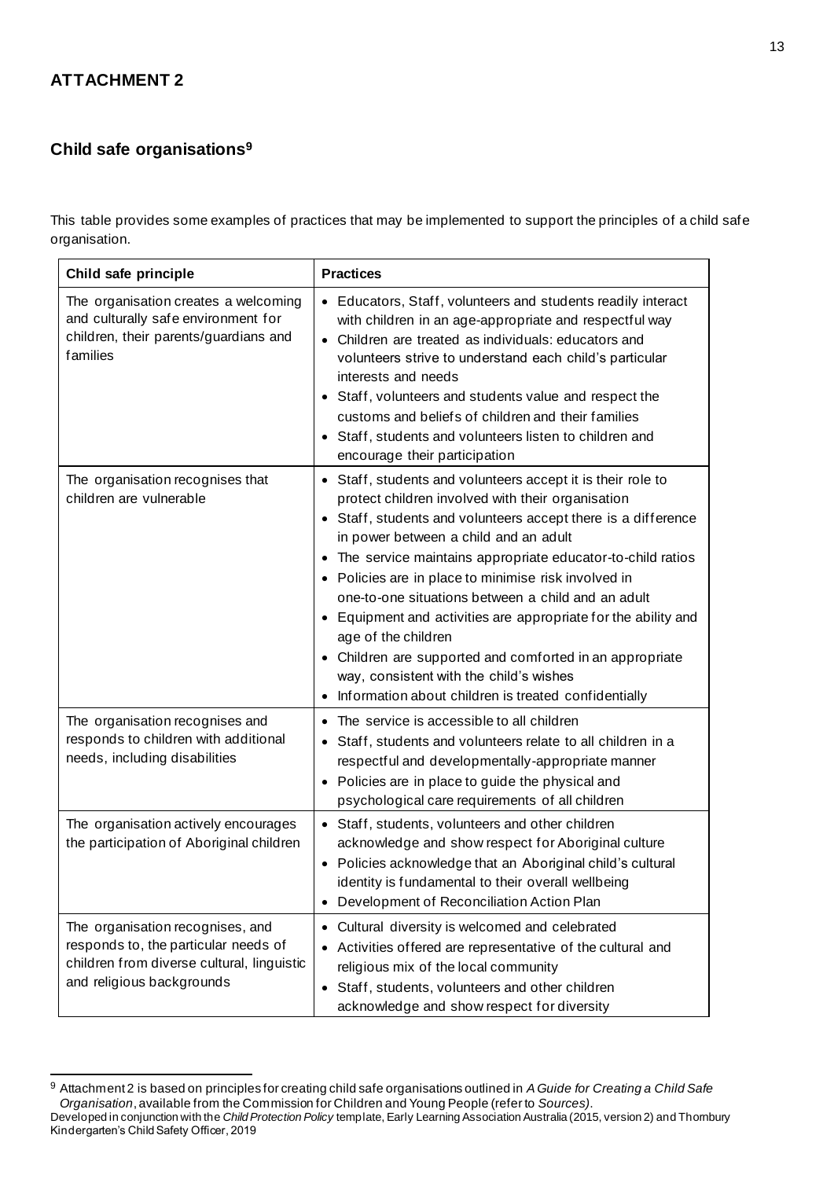## ATTACHMENT 2

### Child safe organisations[9]

This table provides some examples of practices that may be implemented to support the principles of a child safe organisation.

| Child safe principle | Practices |
| --- | --- |
| The organisation creates a welcoming and culturally safe environment for children, their parents/guardians and families | • Educators, Staff, volunteers and students readily interact with children in an age-appropriate and respectful way<br>• Children are treated as individuals: educators and volunteers strive to understand each child's particular interests and needs<br>• Staff, volunteers and students value and respect the customs and beliefs of children and their families<br>• Staff, students and volunteers listen to children and encourage their participation |
| The organisation recognises that children are vulnerable | • Staff, students and volunteers accept it is their role to protect children involved with their organisation<br>• Staff, students and volunteers accept there is a difference in power between a child and an adult<br>• The service maintains appropriate educator-to-child ratios<br>• Policies are in place to minimise risk involved in one-to-one situations between a child and an adult<br>• Equipment and activities are appropriate for the ability and age of the children<br>• Children are supported and comforted in an appropriate way, consistent with the child's wishes<br>• Information about children is treated confidentially |
| The organisation recognises and responds to children with additional needs, including disabilities | • The service is accessible to all children<br>• Staff, students and volunteers relate to all children in a respectful and developmentally-appropriate manner<br>• Policies are in place to guide the physical and psychological care requirements of all children |
| The organisation actively encourages the participation of Aboriginal children | • Staff, students, volunteers and other children acknowledge and show respect for Aboriginal culture<br>• Policies acknowledge that an Aboriginal child's cultural identity is fundamental to their overall wellbeing<br>• Development of Reconciliation Action Plan |
| The organisation recognises, and responds to, the particular needs of children from diverse cultural, linguistic and religious backgrounds | • Cultural diversity is welcomed and celebrated<br>• Activities offered are representative of the cultural and religious mix of the local community<br>• Staff, students, volunteers and other children acknowledge and show respect for diversity |

[9] Attachment 2 is based on principles for creating child safe organisations outlined in *A Guide for Creating a Child Safe Organisation*, available from the Commission for Children and Young People (refer to *Sources)*.
Developed in conjunction with the *Child Protection Policy* template, Early Learning Association Australia (2015, version 2) and Thornbury Kindergarten's Child Safety Officer, 2019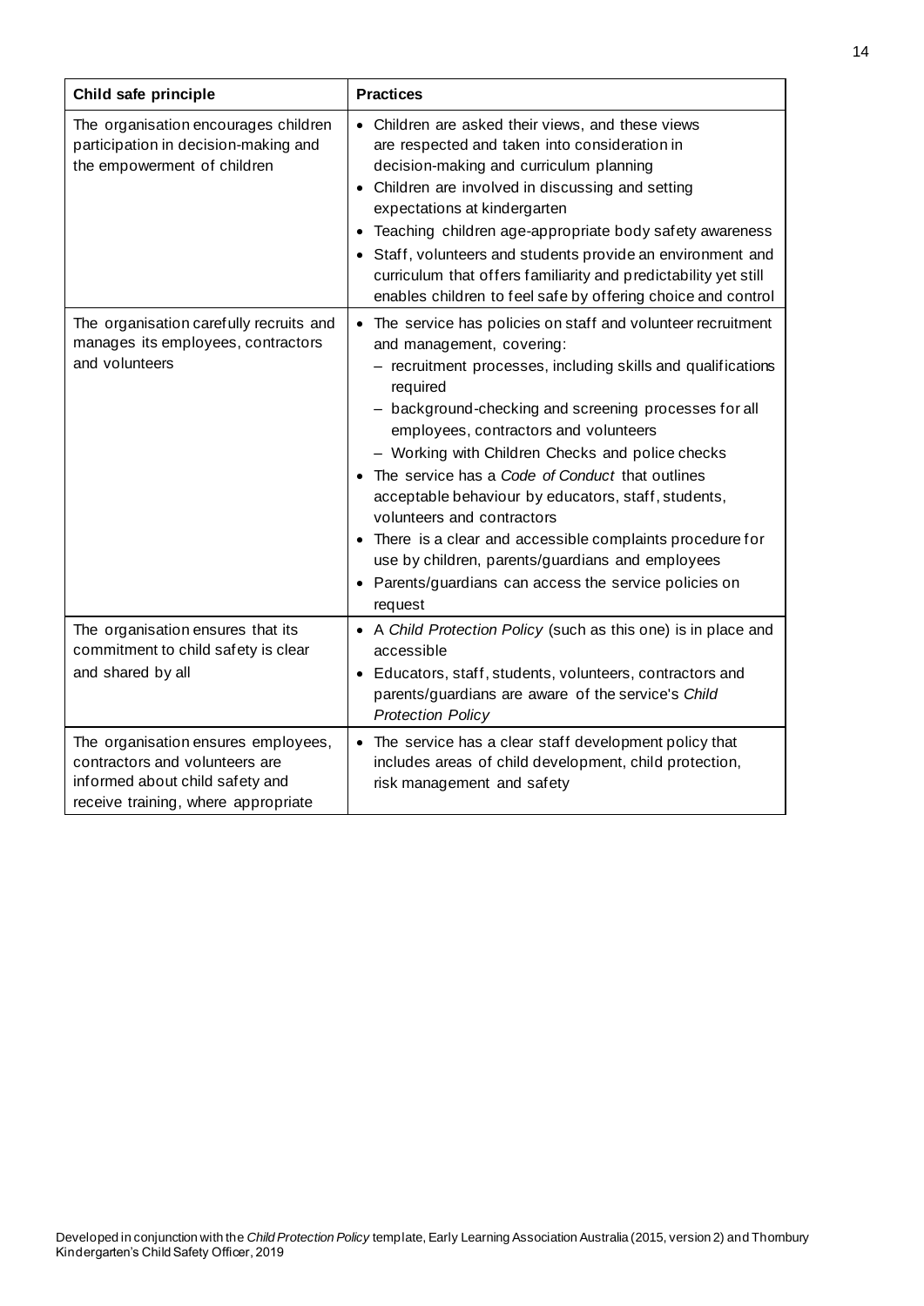| Child safe principle | Practices |
|---|---|
| The organisation encourages children participation in decision-making and the empowerment of children | • Children are asked their views, and these views are respected and taken into consideration in decision-making and curriculum planning<br>• Children are involved in discussing and setting expectations at kindergarten<br>• Teaching children age-appropriate body safety awareness<br>• Staff, volunteers and students provide an environment and curriculum that offers familiarity and predictability yet still enables children to feel safe by offering choice and control |
| The organisation carefully recruits and manages its employees, contractors and volunteers | • The service has policies on staff and volunteer recruitment and management, covering:<br>– recruitment processes, including skills and qualifications required<br>– background-checking and screening processes for all employees, contractors and volunteers<br>– Working with Children Checks and police checks<br>• The service has a *Code of Conduct* that outlines acceptable behaviour by educators, staff, students, volunteers and contractors<br>• There is a clear and accessible complaints procedure for use by children, parents/guardians and employees<br>• Parents/guardians can access the service policies on request |
| The organisation ensures that its commitment to child safety is clear and shared by all | • A *Child Protection Policy* (such as this one) is in place and accessible<br>• Educators, staff, students, volunteers, contractors and parents/guardians are aware of the service's *Child Protection Policy* |
| The organisation ensures employees, contractors and volunteers are informed about child safety and receive training, where appropriate | • The service has a clear staff development policy that includes areas of child development, child protection, risk management and safety |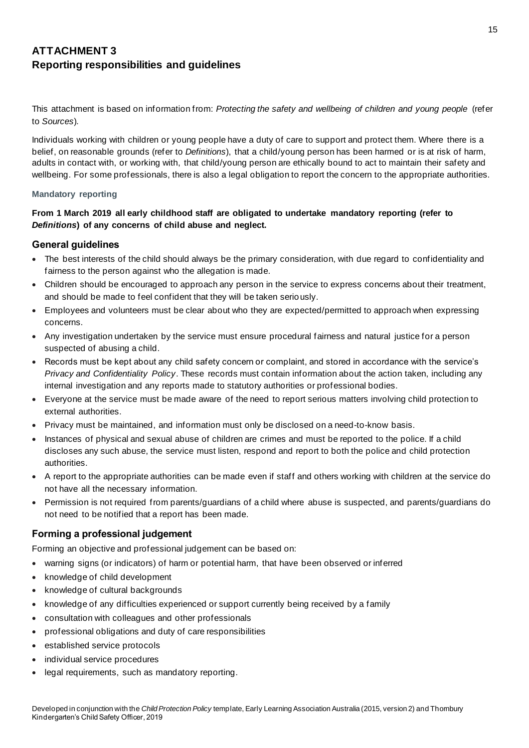# ATTACHMENT 3
## Reporting responsibilities and guidelines

This attachment is based on information from: *Protecting the safety and wellbeing of children and young people* (refer to *Sources*).

Individuals working with children or young people have a duty of care to support and protect them. Where there is a belief, on reasonable grounds (refer to *Definitions*), that a child/young person has been harmed or is at risk of harm, adults in contact with, or working with, that child/young person are ethically bound to act to maintain their safety and wellbeing. For some professionals, there is also a legal obligation to report the concern to the appropriate authorities.

#### Mandatory reporting

**From 1 March 2019 all early childhood staff are obligated to undertake mandatory reporting (refer to *Definitions*) of any concerns of child abuse and neglect.**

### General guidelines

- The best interests of the child should always be the primary consideration, with due regard to confidentiality and fairness to the person against who the allegation is made.
- Children should be encouraged to approach any person in the service to express concerns about their treatment, and should be made to feel confident that they will be taken seriously.
- Employees and volunteers must be clear about who they are expected/permitted to approach when expressing concerns.
- Any investigation undertaken by the service must ensure procedural fairness and natural justice for a person suspected of abusing a child.
- Records must be kept about any child safety concern or complaint, and stored in accordance with the service's *Privacy and Confidentiality Policy*. These records must contain information about the action taken, including any internal investigation and any reports made to statutory authorities or professional bodies.
- Everyone at the service must be made aware of the need to report serious matters involving child protection to external authorities.
- Privacy must be maintained, and information must only be disclosed on a need-to-know basis.
- Instances of physical and sexual abuse of children are crimes and must be reported to the police. If a child discloses any such abuse, the service must listen, respond and report to both the police and child protection authorities.
- A report to the appropriate authorities can be made even if staff and others working with children at the service do not have all the necessary information.
- Permission is not required from parents/guardians of a child where abuse is suspected, and parents/guardians do not need to be notified that a report has been made.

### Forming a professional judgement

Forming an objective and professional judgement can be based on:

- warning signs (or indicators) of harm or potential harm, that have been observed or inferred
- knowledge of child development
- knowledge of cultural backgrounds
- knowledge of any difficulties experienced or support currently being received by a family
- consultation with colleagues and other professionals
- professional obligations and duty of care responsibilities
- established service protocols
- individual service procedures
- legal requirements, such as mandatory reporting.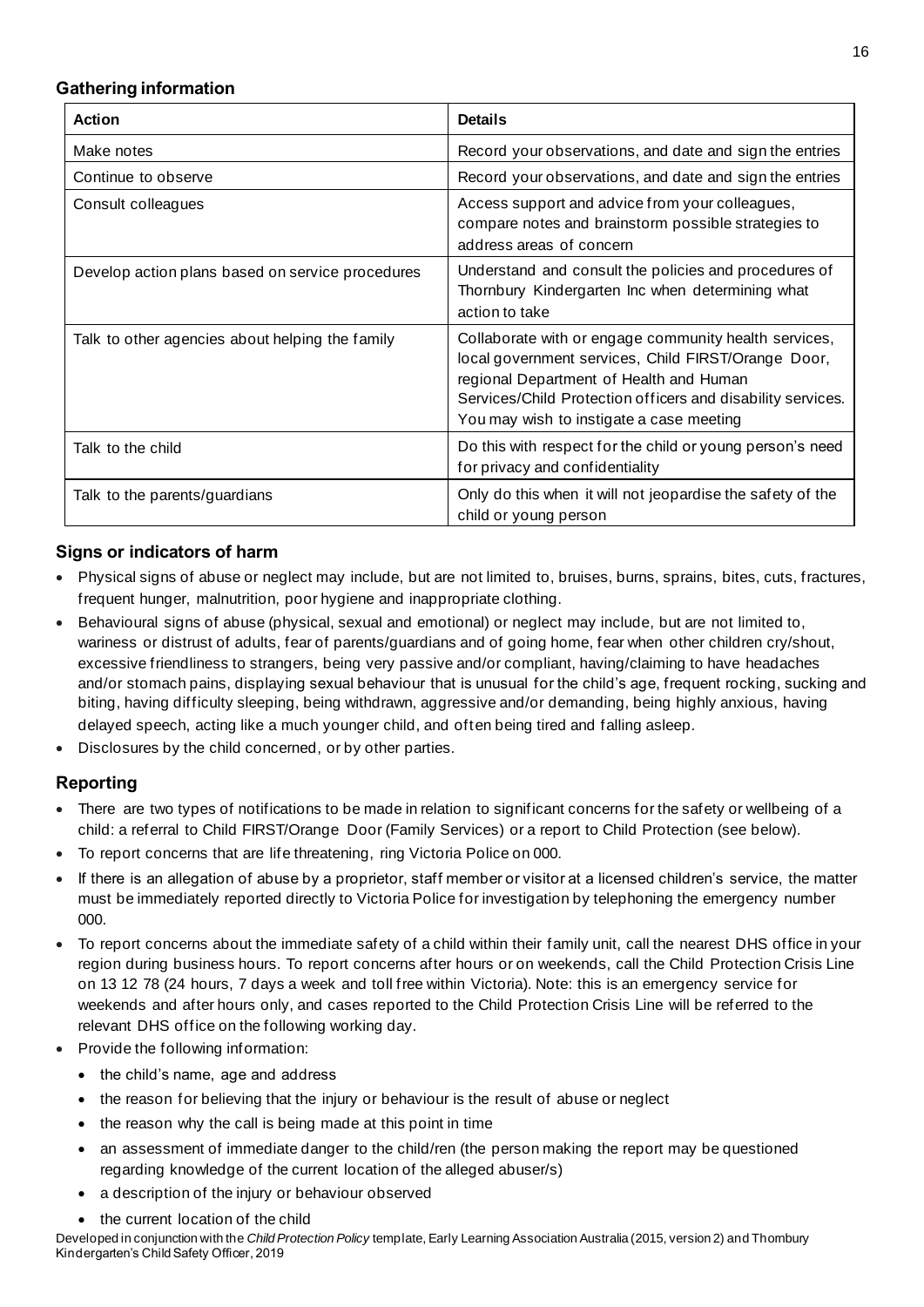### Gathering information

| Action | Details |
|---|---|
| Make notes | Record your observations, and date and sign the entries |
| Continue to observe | Record your observations, and date and sign the entries |
| Consult colleagues | Access support and advice from your colleagues, compare notes and brainstorm possible strategies to address areas of concern |
| Develop action plans based on service procedures | Understand and consult the policies and procedures of Thornbury Kindergarten Inc when determining what action to take |
| Talk to other agencies about helping the family | Collaborate with or engage community health services, local government services, Child FIRST/Orange Door, regional Department of Health and Human Services/Child Protection officers and disability services. You may wish to instigate a case meeting |
| Talk to the child | Do this with respect for the child or young person's need for privacy and confidentiality |
| Talk to the parents/guardians | Only do this when it will not jeopardise the safety of the child or young person |

### Signs or indicators of harm

- Physical signs of abuse or neglect may include, but are not limited to, bruises, burns, sprains, bites, cuts, fractures, frequent hunger, malnutrition, poor hygiene and inappropriate clothing.
- Behavioural signs of abuse (physical, sexual and emotional) or neglect may include, but are not limited to, wariness or distrust of adults, fear of parents/guardians and of going home, fear when other children cry/shout, excessive friendliness to strangers, being very passive and/or compliant, having/claiming to have headaches and/or stomach pains, displaying sexual behaviour that is unusual for the child's age, frequent rocking, sucking and biting, having difficulty sleeping, being withdrawn, aggressive and/or demanding, being highly anxious, having delayed speech, acting like a much younger child, and often being tired and falling asleep.
- Disclosures by the child concerned, or by other parties.

### Reporting

- There are two types of notifications to be made in relation to significant concerns for the safety or wellbeing of a child: a referral to Child FIRST/Orange Door (Family Services) or a report to Child Protection (see below).
- To report concerns that are life threatening, ring Victoria Police on 000.
- If there is an allegation of abuse by a proprietor, staff member or visitor at a licensed children's service, the matter must be immediately reported directly to Victoria Police for investigation by telephoning the emergency number 000.
- To report concerns about the immediate safety of a child within their family unit, call the nearest DHS office in your region during business hours. To report concerns after hours or on weekends, call the Child Protection Crisis Line on 13 12 78 (24 hours, 7 days a week and toll free within Victoria). Note: this is an emergency service for weekends and after hours only, and cases reported to the Child Protection Crisis Line will be referred to the relevant DHS office on the following working day.
- Provide the following information:
  - the child's name, age and address
  - the reason for believing that the injury or behaviour is the result of abuse or neglect
  - the reason why the call is being made at this point in time
  - an assessment of immediate danger to the child/ren (the person making the report may be questioned regarding knowledge of the current location of the alleged abuser/s)
  - a description of the injury or behaviour observed
  - the current location of the child

Developed in conjunction with the *Child Protection Policy* template, Early Learning Association Australia (2015, version 2) and Thornbury Kindergarten's Child Safety Officer, 2019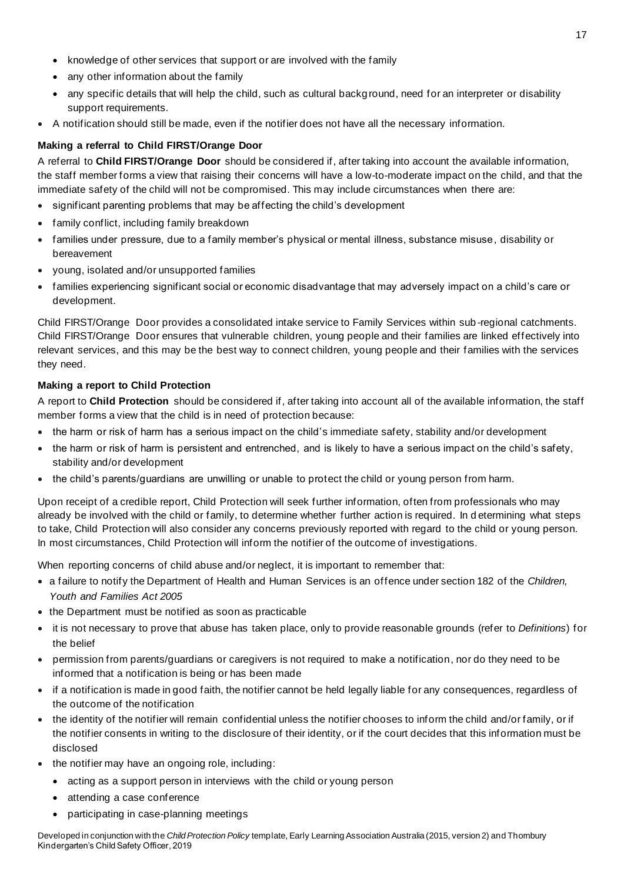- knowledge of other services that support or are involved with the family
- any other information about the family
- any specific details that will help the child, such as cultural background, need for an interpreter or disability support requirements.
- A notification should still be made, even if the notifier does not have all the necessary information.

**Making a referral to Child FIRST/Orange Door**

A referral to **Child FIRST/Orange Door** should be considered if, after taking into account the available information, the staff member forms a view that raising their concerns will have a low-to-moderate impact on the child, and that the immediate safety of the child will not be compromised. This may include circumstances when there are:

- significant parenting problems that may be affecting the child's development
- family conflict, including family breakdown
- families under pressure, due to a family member's physical or mental illness, substance misuse, disability or bereavement
- young, isolated and/or unsupported families
- families experiencing significant social or economic disadvantage that may adversely impact on a child's care or development.

Child FIRST/Orange Door provides a consolidated intake service to Family Services within sub-regional catchments. Child FIRST/Orange Door ensures that vulnerable children, young people and their families are linked effectively into relevant services, and this may be the best way to connect children, young people and their families with the services they need.

**Making a report to Child Protection**

A report to **Child Protection** should be considered if, after taking into account all of the available information, the staff member forms a view that the child is in need of protection because:

- the harm or risk of harm has a serious impact on the child's immediate safety, stability and/or development
- the harm or risk of harm is persistent and entrenched, and is likely to have a serious impact on the child's safety, stability and/or development
- the child's parents/guardians are unwilling or unable to protect the child or young person from harm.

Upon receipt of a credible report, Child Protection will seek further information, often from professionals who may already be involved with the child or family, to determine whether further action is required. In determining what steps to take, Child Protection will also consider any concerns previously reported with regard to the child or young person. In most circumstances, Child Protection will inform the notifier of the outcome of investigations.

When reporting concerns of child abuse and/or neglect, it is important to remember that:

- a failure to notify the Department of Health and Human Services is an offence under section 182 of the *Children, Youth and Families Act 2005*
- the Department must be notified as soon as practicable
- it is not necessary to prove that abuse has taken place, only to provide reasonable grounds (refer to *Definitions*) for the belief
- permission from parents/guardians or caregivers is not required to make a notification, nor do they need to be informed that a notification is being or has been made
- if a notification is made in good faith, the notifier cannot be held legally liable for any consequences, regardless of the outcome of the notification
- the identity of the notifier will remain confidential unless the notifier chooses to inform the child and/or family, or if the notifier consents in writing to the disclosure of their identity, or if the court decides that this information must be disclosed
- the notifier may have an ongoing role, including:
  - acting as a support person in interviews with the child or young person
  - attending a case conference
  - participating in case-planning meetings

Developed in conjunction with the *Child Protection Policy* template, Early Learning Association Australia (2015, version 2) and Thornbury Kindergarten's Child Safety Officer, 2019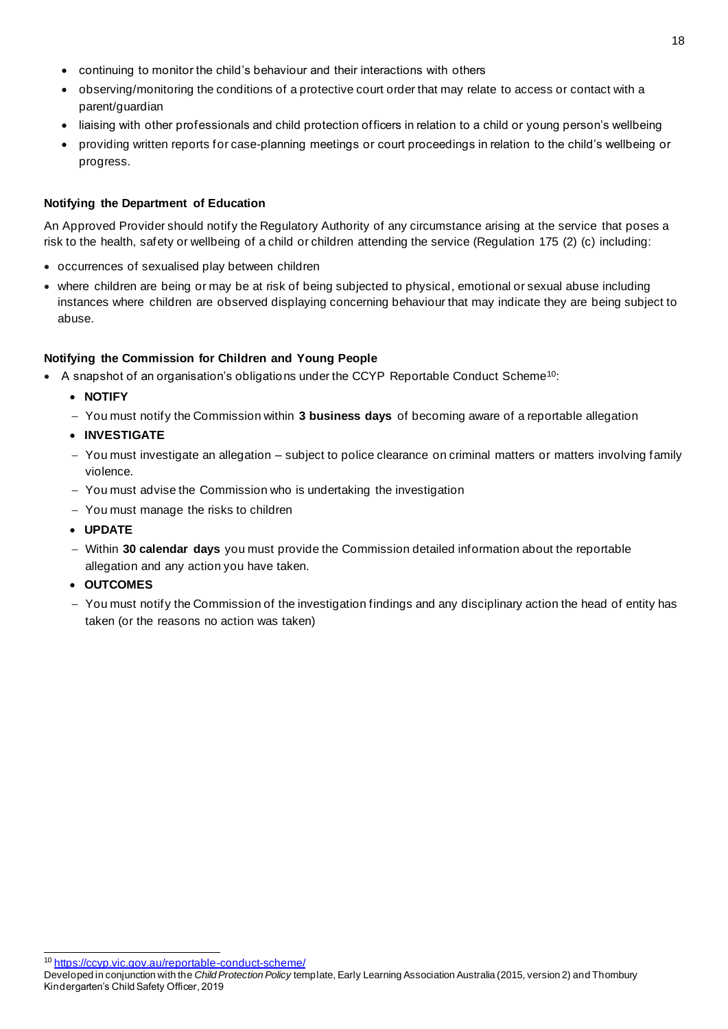- continuing to monitor the child's behaviour and their interactions with others
- observing/monitoring the conditions of a protective court order that may relate to access or contact with a parent/guardian
- liaising with other professionals and child protection officers in relation to a child or young person's wellbeing
- providing written reports for case-planning meetings or court proceedings in relation to the child's wellbeing or progress.

#### Notifying the Department of Education

An Approved Provider should notify the Regulatory Authority of any circumstance arising at the service that poses a risk to the health, safety or wellbeing of a child or children attending the service (Regulation 175 (2) (c) including:

- occurrences of sexualised play between children
- where children are being or may be at risk of being subjected to physical, emotional or sexual abuse including instances where children are observed displaying concerning behaviour that may indicate they are being subject to abuse.

#### Notifying the Commission for Children and Young People

- A snapshot of an organisation's obligations under the CCYP Reportable Conduct Scheme[10]:
  - **NOTIFY**
  - You must notify the Commission within **3 business days** of becoming aware of a reportable allegation
  - **INVESTIGATE**
  - You must investigate an allegation – subject to police clearance on criminal matters or matters involving family violence.
  - You must advise the Commission who is undertaking the investigation
  - You must manage the risks to children
  - **UPDATE**
  - Within **30 calendar days** you must provide the Commission detailed information about the reportable allegation and any action you have taken.
  - **OUTCOMES**
  - You must notify the Commission of the investigation findings and any disciplinary action the head of entity has taken (or the reasons no action was taken)

---

[10] https://ccyp.vic.gov.au/reportable-conduct-scheme/

Developed in conjunction with the *Child Protection Policy* template, Early Learning Association Australia (2015, version 2) and Thornbury Kindergarten's Child Safety Officer, 2019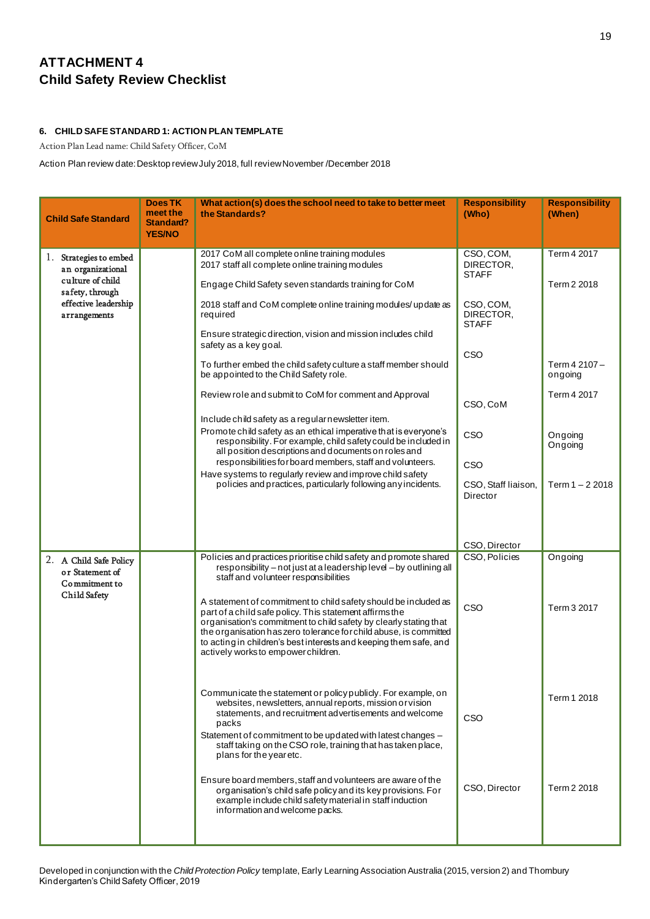# ATTACHMENT 4
## Child Safety Review Checklist

### 6. CHILD SAFE STANDARD 1: ACTION PLAN TEMPLATE

Action Plan Lead name: Child Safety Officer, CoM

Action Plan review date: Desktop review July 2018, full review November /December 2018

| Child Safe Standard | Does TK meet the Standard? YES/NO | What action(s) does the school need to take to better meet the Standards? | Responsibility (Who) | Responsibility (When) |
|---|---|---|---|---|
| 1. Strategies to embed an organizational culture of child safety, through effective leadership arrangements | | 2017 CoM all complete online training modules<br>2017 staff all complete online training modules<br>Engage Child Safety seven standards training for CoM<br>2018 staff and CoM complete online training modules/ update as required<br>Ensure strategic direction, vision and mission includes child safety as a key goal.<br>To further embed the child safety culture a staff member should be appointed to the Child Safety role.<br>Review role and submit to CoM for comment and Approval<br>Include child safety as a regular newsletter item.<br>Promote child safety as an ethical imperative that is everyone's responsibility. For example, child safety could be included in all position descriptions and documents on roles and responsibilities for board members, staff and volunteers.<br>Have systems to regularly review and improve child safety policies and practices, particularly following any incidents. | CSO, COM, DIRECTOR, STAFF<br>CSO, COM, DIRECTOR, STAFF<br>CSO<br>CSO, CoM<br>CSO<br>CSO<br>CSO, Staff liaison, Director<br>CSO, Director | Term 4 2017<br>Term 2 2018<br>Term 4 2107 – ongoing<br>Term 4 2017<br>Ongoing<br>Ongoing<br>Term 1 – 2 2018 |
| 2. A Child Safe Policy or Statement of Commitment to Child Safety | | Policies and practices prioritise child safety and promote shared responsibility – not just at a leadership level – by outlining all staff and volunteer responsibilities<br>A statement of commitment to child safety should be included as part of a child safe policy. This statement affirms the organisation's commitment to child safety by clearly stating that the organisation has zero tolerance for child abuse, is committed to acting in children's best interests and keeping them safe, and actively works to empower children.<br>Communicate the statement or policy publicly. For example, on websites, newsletters, annual reports, mission or vision statements, and recruitment advertisements and welcome packs<br>Statement of commitment to be updated with latest changes – staff taking on the CSO role, training that has taken place, plans for the year etc.<br>Ensure board members, staff and volunteers are aware of the organisation's child safe policy and its key provisions. For example include child safety material in staff induction information and welcome packs. | CSO, Policies<br>CSO<br>CSO<br>CSO, Director | Ongoing<br>Term 3 2017<br>Term 1 2018<br>Term 2 2018 |

Developed in conjunction with the *Child Protection Policy* template, Early Learning Association Australia (2015, version 2) and Thornbury Kindergarten's Child Safety Officer, 2019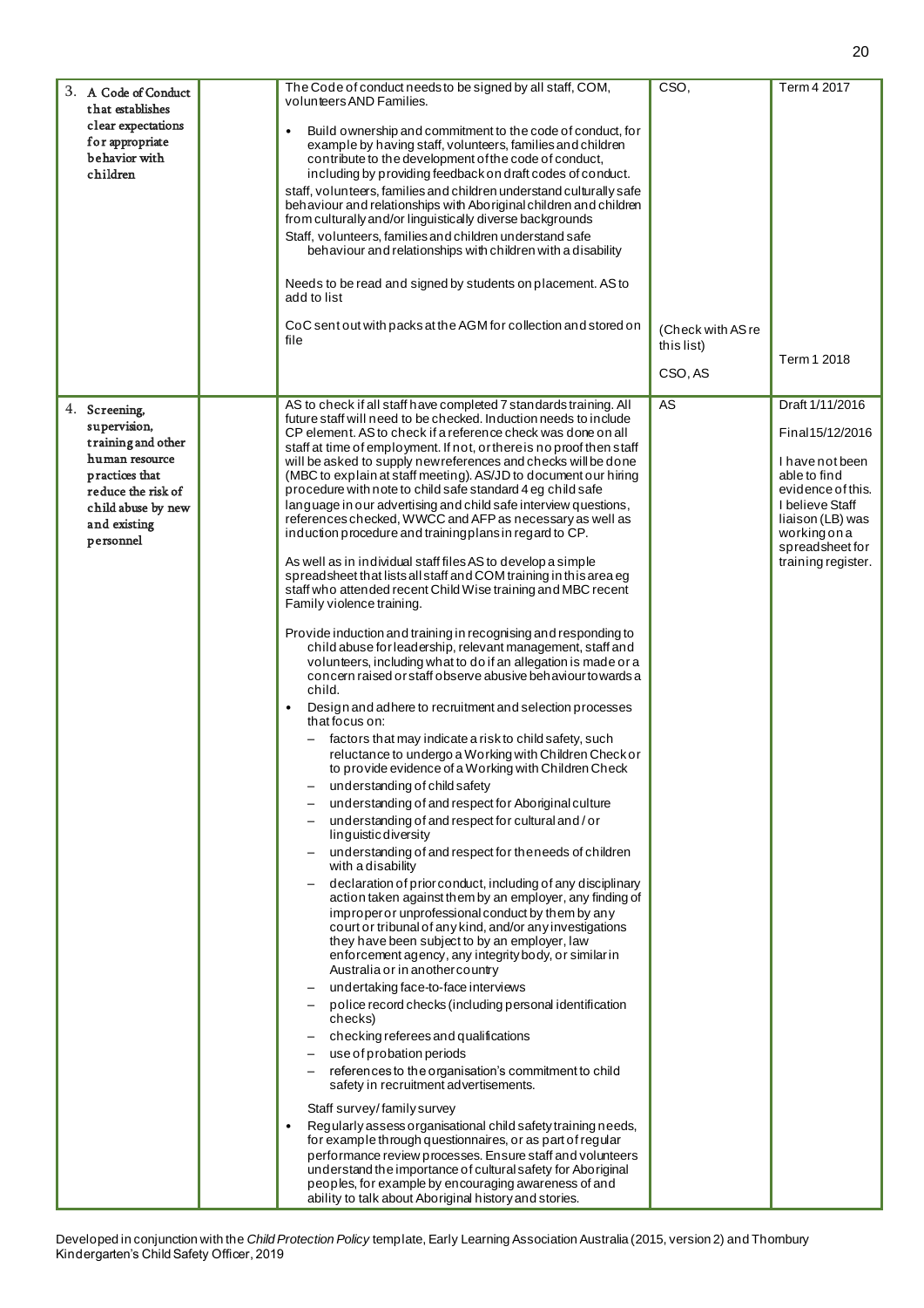| | | | | |
|---|---|---|---|---|
| 3. A Code of Conduct that establishes clear expectations for appropriate behavior with children | | The Code of conduct needs to be signed by all staff, COM, volunteers AND Families.<br><br>• Build ownership and commitment to the code of conduct, for example by having staff, volunteers, families and children contribute to the development of the code of conduct, including by providing feedback on draft codes of conduct.<br>staff, volunteers, families and children understand culturally safe behaviour and relationships with Aboriginal children and children from culturally and/or linguistically diverse backgrounds<br>Staff, volunteers, families and children understand safe behaviour and relationships with children with a disability<br><br>Needs to be read and signed by students on placement. AS to add to list<br><br>CoC sent out with packs at the AGM for collection and stored on file | CSO,<br><br><br><br><br><br><br><br><br><br><br><br>(Check with AS re this list)<br><br>CSO, AS | Term 4 2017<br><br><br><br><br><br><br><br><br><br><br><br><br>Term 1 2018 |
| 4. Screening, supervision, training and other human resource practices that reduce the risk of child abuse by new and existing personnel | | AS to check if all staff have completed 7 standards training. All future staff will need to be checked. Induction needs to include CP element. AS to check if a reference check was done on all staff at time of employment. If not, or there is no proof then staff will be asked to supply new references and checks will be done (MBC to explain at staff meeting). AS/JD to document our hiring procedure with note to child safe standard 4 eg child safe language in our advertising and child safe interview questions, references checked, WWCC and AFP as necessary as well as induction procedure and training plans in regard to CP.<br><br>As well as in individual staff files AS to develop a simple spreadsheet that lists all staff and COM training in this area eg staff who attended recent Child Wise training and MBC recent Family violence training.<br><br>Provide induction and training in recognising and responding to child abuse for leadership, relevant management, staff and volunteers, including what to do if an allegation is made or a concern raised or staff observe abusive behaviour towards a child.<br>• Design and adhere to recruitment and selection processes that focus on:<br>– factors that may indicate a risk to child safety, such reluctance to undergo a Working with Children Check or to provide evidence of a Working with Children Check<br>– understanding of child safety<br>– understanding of and respect for Aboriginal culture<br>– understanding of and respect for cultural and / or linguistic diversity<br>– understanding of and respect for the needs of children with a disability<br>– declaration of prior conduct, including of any disciplinary action taken against them by an employer, any finding of improper or unprofessional conduct by them by any court or tribunal of any kind, and/or any investigations they have been subject to by an employer, law enforcement agency, any integrity body, or similar in Australia or in another country<br>– undertaking face-to-face interviews<br>– police record checks (including personal identification checks)<br>– checking referees and qualifications<br>– use of probation periods<br>– references to the organisation's commitment to child safety in recruitment advertisements.<br><br>Staff survey/ family survey<br>• Regularly assess organisational child safety training needs, for example through questionnaires, or as part of regular performance review processes. Ensure staff and volunteers understand the importance of cultural safety for Aboriginal peoples, for example by encouraging awareness of and ability to talk about Aboriginal history and stories. | AS | Draft 1/11/2016<br><br>Final 15/12/2016<br><br>I have not been able to find evidence of this. I believe Staff liaison (LB) was working on a spreadsheet for training register. |

Developed in conjunction with the *Child Protection Policy* template, Early Learning Association Australia (2015, version 2) and Thornbury Kindergarten's Child Safety Officer, 2019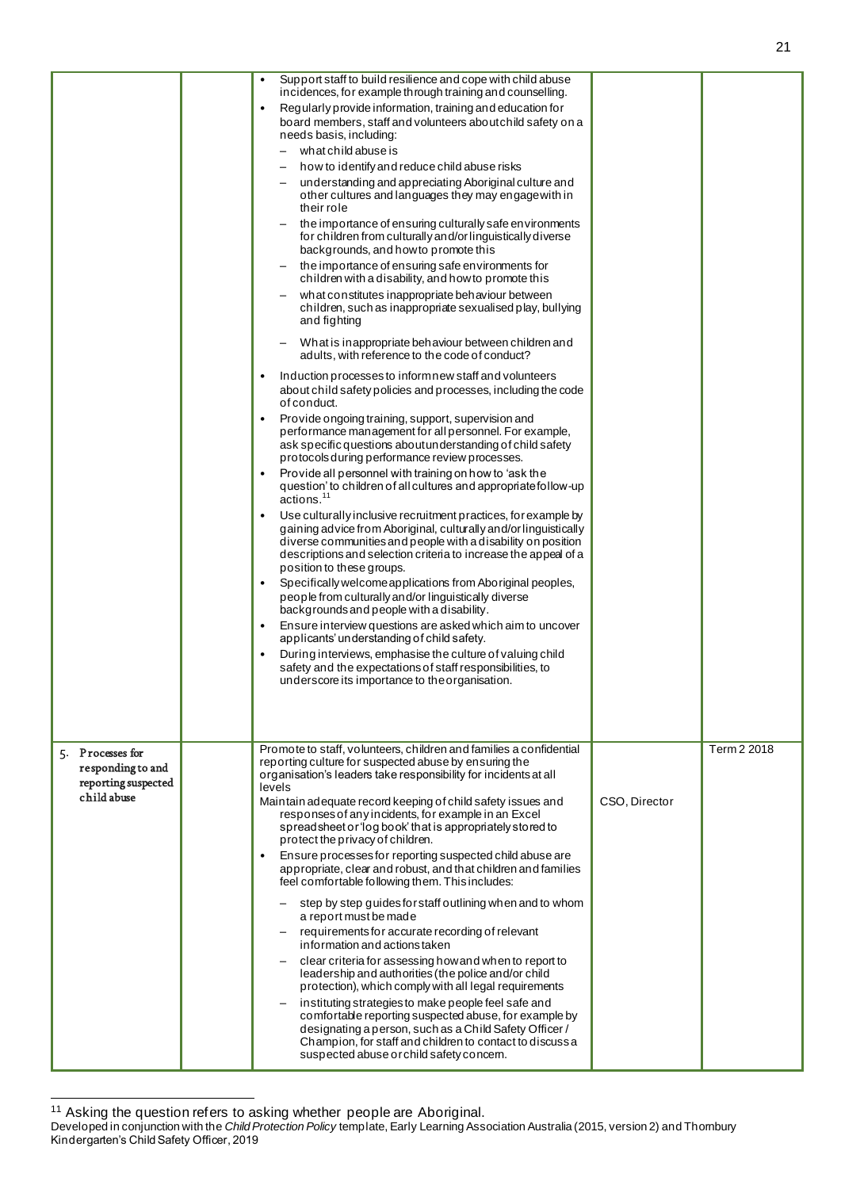| | | | | |
|---|---|---|---|---|
| | | • Support staff to build resilience and cope with child abuse incidences, for example through training and counselling.<br>• Regularly provide information, training and education for board members, staff and volunteers about child safety on a needs basis, including:<br>– what child abuse is<br>– how to identify and reduce child abuse risks<br>– understanding and appreciating Aboriginal culture and other cultures and languages they may engage with in their role<br>– the importance of ensuring culturally safe environments for children from culturally and/or linguistically diverse backgrounds, and how to promote this<br>– the importance of ensuring safe environments for children with a disability, and how to promote this<br>– what constitutes inappropriate behaviour between children, such as inappropriate sexualised play, bullying and fighting<br>– What is inappropriate behaviour between children and adults, with reference to the code of conduct?<br>• Induction processes to inform new staff and volunteers about child safety policies and processes, including the code of conduct.<br>• Provide ongoing training, support, supervision and performance management for all personnel. For example, ask specific questions about understanding of child safety protocols during performance review processes.<br>• Provide all personnel with training on how to 'ask the question' to children of all cultures and appropriate follow-up actions.[11]<br>• Use culturally inclusive recruitment practices, for example by gaining advice from Aboriginal, culturally and/or linguistically diverse communities and people with a disability on position descriptions and selection criteria to increase the appeal of a position to these groups.<br>• Specifically welcome applications from Aboriginal peoples, people from culturally and/or linguistically diverse backgrounds and people with a disability.<br>• Ensure interview questions are asked which aim to uncover applicants' understanding of child safety.<br>• During interviews, emphasise the culture of valuing child safety and the expectations of staff responsibilities, to underscore its importance to the organisation. | | |
| 5. Processes for responding to and reporting suspected child abuse | | Promote to staff, volunteers, children and families a confidential reporting culture for suspected abuse by ensuring the organisation's leaders take responsibility for incidents at all levels<br>Maintain adequate record keeping of child safety issues and responses of any incidents, for example in an Excel spreadsheet or 'log book' that is appropriately stored to protect the privacy of children.<br>• Ensure processes for reporting suspected child abuse are appropriate, clear and robust, and that children and families feel comfortable following them. This includes:<br>– step by step guides for staff outlining when and to whom a report must be made<br>– requirements for accurate recording of relevant information and actions taken<br>– clear criteria for assessing how and when to report to leadership and authorities (the police and/or child protection), which comply with all legal requirements<br>– instituting strategies to make people feel safe and comfortable reporting suspected abuse, for example by designating a person, such as a Child Safety Officer / Champion, for staff and children to contact to discuss a suspected abuse or child safety concern. | CSO, Director | Term 2 2018 |

[11] Asking the question refers to asking whether people are Aboriginal.

Developed in conjunction with the *Child Protection Policy* template, Early Learning Association Australia (2015, version 2) and Thornbury Kindergarten's Child Safety Officer, 2019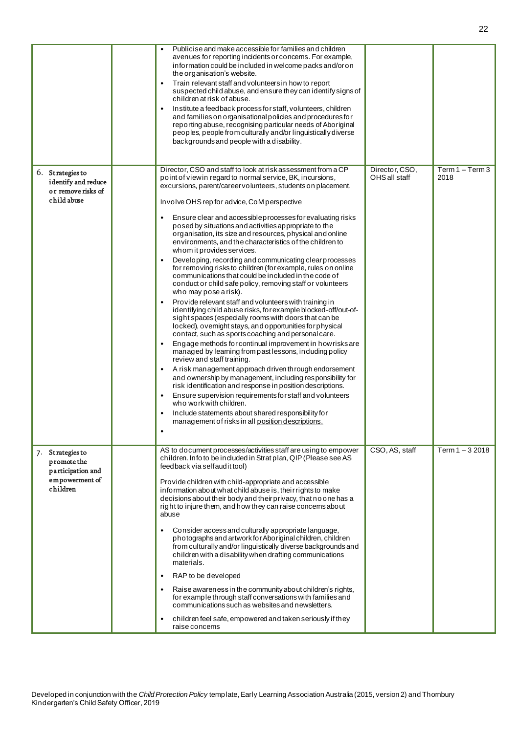| | | | | |
|---|---|---|---|---|
| | | • Publicise and make accessible for families and children avenues for reporting incidents or concerns. For example, information could be included in welcome packs and/or on the organisation's website.<br>• Train relevant staff and volunteers in how to report suspected child abuse, and ensure they can identify signs of children at risk of abuse.<br>• Institute a feedback process for staff, volunteers, children and families on organisational policies and procedures for reporting abuse, recognising particular needs of Aboriginal peoples, people from culturally and/or linguistically diverse backgrounds and people with a disability. | | |
| 6. Strategies to identify and reduce or remove risks of child abuse | | Director, CSO and staff to look at risk assessment from a CP point of view in regard to normal service, BK, incursions, excursions, parent/career volunteers, students on placement.<br><br>Involve OHS rep for advice, CoM perspective<br><br>• Ensure clear and accessible processes for evaluating risks posed by situations and activities appropriate to the organisation, its size and resources, physical and online environments, and the characteristics of the children to whom it provides services.<br>• Developing, recording and communicating clear processes for removing risks to children (for example, rules on online communications that could be included in the code of conduct or child safe policy, removing staff or volunteers who may pose a risk).<br>• Provide relevant staff and volunteers with training in identifying child abuse risks, for example blocked-off/out-of-sight spaces (especially rooms with doors that can be locked), overnight stays, and opportunities for physical contact, such as sports coaching and personal care.<br>• Engage methods for continual improvement in how risks are managed by learning from past lessons, including policy review and staff training.<br>• A risk management approach driven through endorsement and ownership by management, including responsibility for risk identification and response in position descriptions.<br>• Ensure supervision requirements for staff and volunteers who work with children.<br>• Include statements about shared responsibility for management of risks in all position descriptions.<br>• | Director, CSO, OHS all staff | Term 1 – Term 3 2018 |
| 7. Strategies to promote the participation and empowerment of children | | AS to document processes/activities staff are using to empower children. Info to be included in Strat plan, QIP (Please see AS feedback via self audit tool)<br><br>Provide children with child-appropriate and accessible information about what child abuse is, their rights to make decisions about their body and their privacy, that no one has a right to injure them, and how they can raise concerns about abuse<br><br>• Consider access and culturally appropriate language, photographs and artwork for Aboriginal children, children from culturally and/or linguistically diverse backgrounds and children with a disability when drafting communications materials.<br>• RAP to be developed<br>• Raise awareness in the community about children's rights, for example through staff conversations with families and communications such as websites and newsletters.<br>• children feel safe, empowered and taken seriously if they raise concerns | CSO, AS, staff | Term 1 – 3 2018 |

Developed in conjunction with the *Child Protection Policy* template, Early Learning Association Australia (2015, version 2) and Thornbury Kindergarten's Child Safety Officer, 2019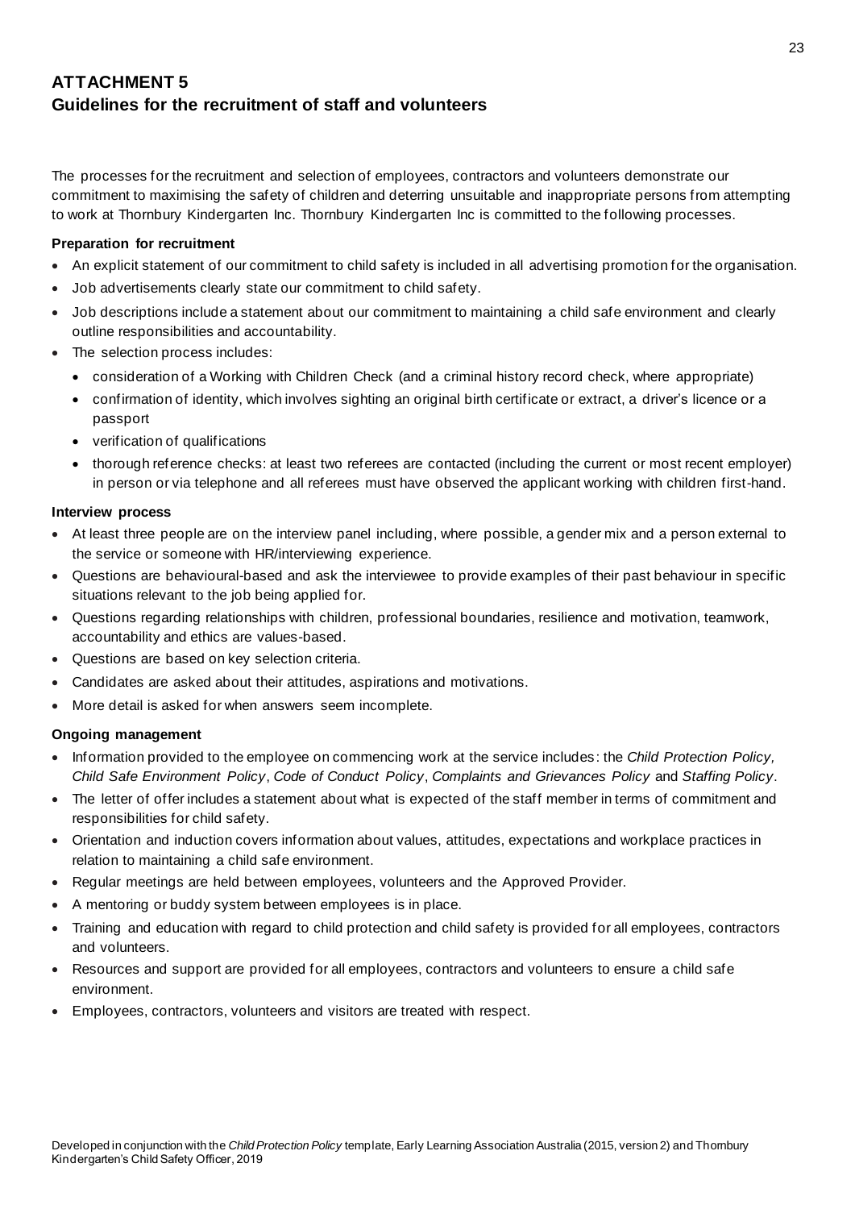# ATTACHMENT 5
## Guidelines for the recruitment of staff and volunteers

The processes for the recruitment and selection of employees, contractors and volunteers demonstrate our commitment to maximising the safety of children and deterring unsuitable and inappropriate persons from attempting to work at Thornbury Kindergarten Inc. Thornbury Kindergarten Inc is committed to the following processes.

**Preparation for recruitment**

- An explicit statement of our commitment to child safety is included in all advertising promotion for the organisation.
- Job advertisements clearly state our commitment to child safety.
- Job descriptions include a statement about our commitment to maintaining a child safe environment and clearly outline responsibilities and accountability.
- The selection process includes:
  - consideration of a Working with Children Check (and a criminal history record check, where appropriate)
  - confirmation of identity, which involves sighting an original birth certificate or extract, a driver's licence or a passport
  - verification of qualifications
  - thorough reference checks: at least two referees are contacted (including the current or most recent employer) in person or via telephone and all referees must have observed the applicant working with children first-hand.

**Interview process**

- At least three people are on the interview panel including, where possible, a gender mix and a person external to the service or someone with HR/interviewing experience.
- Questions are behavioural-based and ask the interviewee to provide examples of their past behaviour in specific situations relevant to the job being applied for.
- Questions regarding relationships with children, professional boundaries, resilience and motivation, teamwork, accountability and ethics are values-based.
- Questions are based on key selection criteria.
- Candidates are asked about their attitudes, aspirations and motivations.
- More detail is asked for when answers seem incomplete.

**Ongoing management**

- Information provided to the employee on commencing work at the service includes: the *Child Protection Policy, Child Safe Environment Policy*, *Code of Conduct Policy*, *Complaints and Grievances Policy* and *Staffing Policy*.
- The letter of offer includes a statement about what is expected of the staff member in terms of commitment and responsibilities for child safety.
- Orientation and induction covers information about values, attitudes, expectations and workplace practices in relation to maintaining a child safe environment.
- Regular meetings are held between employees, volunteers and the Approved Provider.
- A mentoring or buddy system between employees is in place.
- Training and education with regard to child protection and child safety is provided for all employees, contractors and volunteers.
- Resources and support are provided for all employees, contractors and volunteers to ensure a child safe environment.
- Employees, contractors, volunteers and visitors are treated with respect.

Developed in conjunction with the *Child Protection Policy* template, Early Learning Association Australia (2015, version 2) and Thornbury Kindergarten's Child Safety Officer, 2019